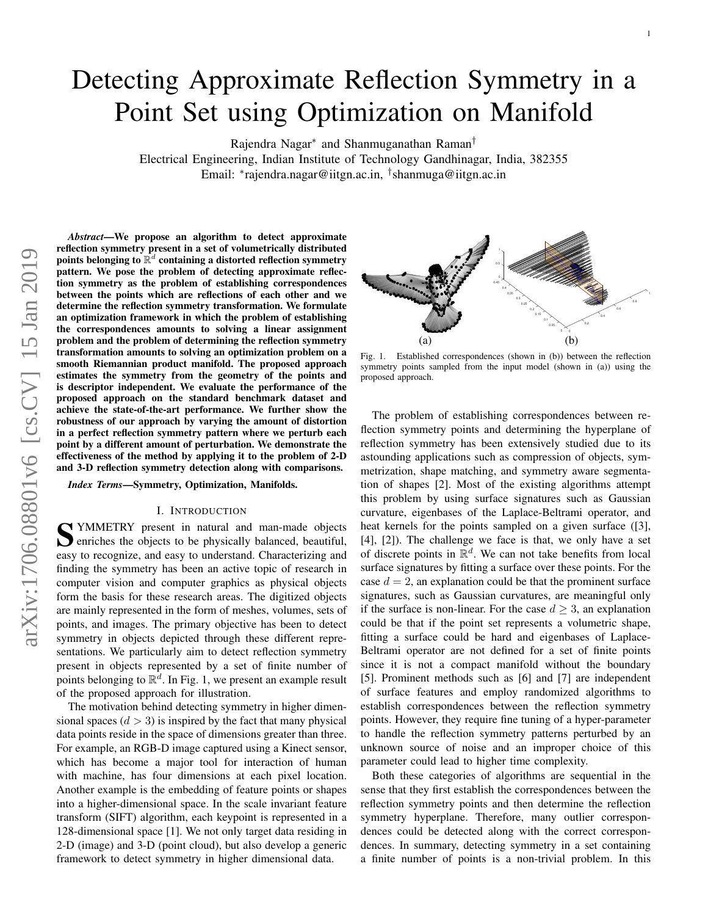# Detecting Approximate Reflection Symmetry in a Point Set using Optimization on Manifold

Rajendra Nagar* and Shanmuganathan Raman†

Electrical Engineering, Indian Institute of Technology Gandhinagar, India, 382355

Email: *rajendra.nagar@iitgn.ac.in, †shanmuga@iitgn.ac.in

***Abstract*—We propose an algorithm to detect approximate reflection symmetry present in a set of volumetrically distributed points belonging to $\mathbb{R}^d$ containing a distorted reflection symmetry pattern. We pose the problem of detecting approximate reflection symmetry as the problem of establishing correspondences between the points which are reflections of each other and we determine the reflection symmetry transformation. We formulate an optimization framework in which the problem of establishing the correspondences amounts to solving a linear assignment problem and the problem of determining the reflection symmetry transformation amounts to solving an optimization problem on a smooth Riemannian product manifold. The proposed approach estimates the symmetry from the geometry of the points and is descriptor independent. We evaluate the performance of the proposed approach on the standard benchmark dataset and achieve the state-of-the-art performance. We further show the robustness of our approach by varying the amount of distortion in a perfect reflection symmetry pattern where we perturb each point by a different amount of perturbation. We demonstrate the effectiveness of the method by applying it to the problem of 2-D and 3-D reflection symmetry detection along with comparisons.**

***Index Terms*—Symmetry, Optimization, Manifolds.**

## I. Introduction

Symmetry present in natural and man-made objects enriches the objects to be physically balanced, beautiful, easy to recognize, and easy to understand. Characterizing and finding the symmetry has been an active topic of research in computer vision and computer graphics as physical objects form the basis for these research areas. The digitized objects are mainly represented in the form of meshes, volumes, sets of points, and images. The primary objective has been to detect symmetry in objects depicted through these different representations. We particularly aim to detect reflection symmetry present in objects represented by a set of finite number of points belonging to $\mathbb{R}^d$. In Fig. 1, we present an example result of the proposed approach for illustration.

The motivation behind detecting symmetry in higher dimensional spaces ($d > 3$) is inspired by the fact that many physical data points reside in the space of dimensions greater than three. For example, an RGB-D image captured using a Kinect sensor, which has become a major tool for interaction of human with machine, has four dimensions at each pixel location. Another example is the embedding of feature points or shapes into a higher-dimensional space. In the scale invariant feature transform (SIFT) algorithm, each keypoint is represented in a 128-dimensional space [1]. We not only target data residing in 2-D (image) and 3-D (point cloud), but also develop a generic framework to detect symmetry in higher dimensional data.

Fig. 1. Established correspondences (shown in (b)) between the reflection symmetry points sampled from the input model (shown in (a)) using the proposed approach.

The problem of establishing correspondences between reflection symmetry points and determining the hyperplane of reflection symmetry has been extensively studied due to its astounding applications such as compression of objects, symmetrization, shape matching, and symmetry aware segmentation of shapes [2]. Most of the existing algorithms attempt this problem by using surface signatures such as Gaussian curvature, eigenbases of the Laplace-Beltrami operator, and heat kernels for the points sampled on a given surface ([3], [4], [2]). The challenge we face is that, we only have a set of discrete points in $\mathbb{R}^d$. We can not take benefits from local surface signatures by fitting a surface over these points. For the case $d = 2$, an explanation could be that the prominent surface signatures, such as Gaussian curvatures, are meaningful only if the surface is non-linear. For the case $d \geq 3$, an explanation could be that if the point set represents a volumetric shape, fitting a surface could be hard and eigenbases of Laplace-Beltrami operator are not defined for a set of finite points since it is not a compact manifold without the boundary [5]. Prominent methods such as [6] and [7] are independent of surface features and employ randomized algorithms to establish correspondences between the reflection symmetry points. However, they require fine tuning of a hyper-parameter to handle the reflection symmetry patterns perturbed by an unknown source of noise and an improper choice of this parameter could lead to higher time complexity.

Both these categories of algorithms are sequential in the sense that they first establish the correspondences between the reflection symmetry points and then determine the reflection symmetry hyperplane. Therefore, many outlier correspondences could be detected along with the correct correspondences. In summary, detecting symmetry in a set containing a finite number of points is a non-trivial problem. In this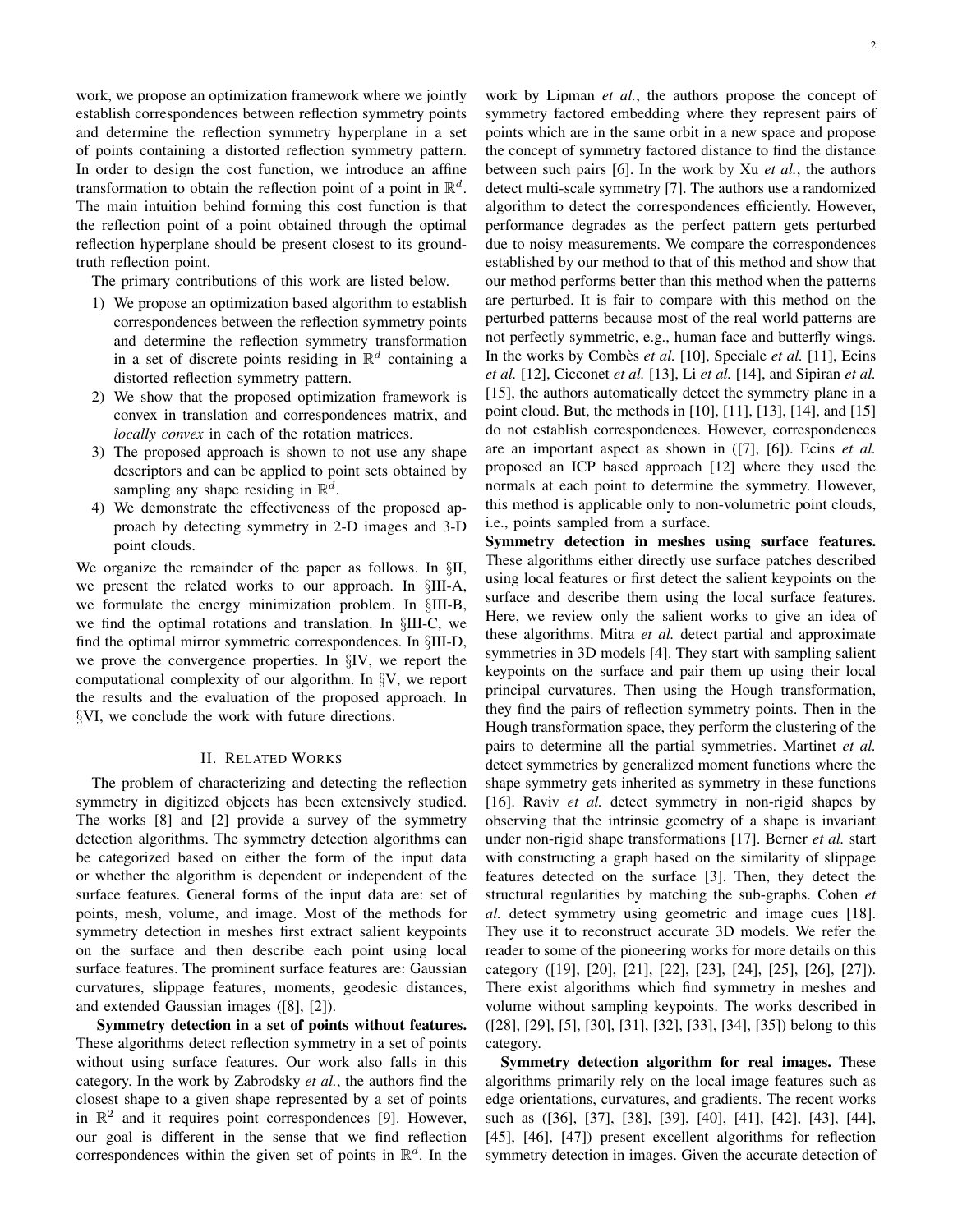work, we propose an optimization framework where we jointly establish correspondences between reflection symmetry points and determine the reflection symmetry hyperplane in a set of points containing a distorted reflection symmetry pattern. In order to design the cost function, we introduce an affine transformation to obtain the reflection point of a point in $\mathbb{R}^d$. The main intuition behind forming this cost function is that the reflection point of a point obtained through the optimal reflection hyperplane should be present closest to its ground-truth reflection point.

The primary contributions of this work are listed below.

1) We propose an optimization based algorithm to establish correspondences between the reflection symmetry points and determine the reflection symmetry transformation in a set of discrete points residing in $\mathbb{R}^d$ containing a distorted reflection symmetry pattern.
2) We show that the proposed optimization framework is convex in translation and correspondences matrix, and *locally convex* in each of the rotation matrices.
3) The proposed approach is shown to not use any shape descriptors and can be applied to point sets obtained by sampling any shape residing in $\mathbb{R}^d$.
4) We demonstrate the effectiveness of the proposed approach by detecting symmetry in 2-D images and 3-D point clouds.

We organize the remainder of the paper as follows. In §II, we present the related works to our approach. In §III-A, we formulate the energy minimization problem. In §III-B, we find the optimal rotations and translation. In §III-C, we find the optimal mirror symmetric correspondences. In §III-D, we prove the convergence properties. In §IV, we report the computational complexity of our algorithm. In §V, we report the results and the evaluation of the proposed approach. In §VI, we conclude the work with future directions.

## II. Related Works

The problem of characterizing and detecting the reflection symmetry in digitized objects has been extensively studied. The works [8] and [2] provide a survey of the symmetry detection algorithms. The symmetry detection algorithms can be categorized based on either the form of the input data or whether the algorithm is dependent or independent of the surface features. General forms of the input data are: set of points, mesh, volume, and image. Most of the methods for symmetry detection in meshes first extract salient keypoints on the surface and then describe each point using local surface features. The prominent surface features are: Gaussian curvatures, slippage features, moments, geodesic distances, and extended Gaussian images ([8], [2]).

**Symmetry detection in a set of points without features.** These algorithms detect reflection symmetry in a set of points without using surface features. Our work also falls in this category. In the work by Zabrodsky *et al.*, the authors find the closest shape to a given shape represented by a set of points in $\mathbb{R}^2$ and it requires point correspondences [9]. However, our goal is different in the sense that we find reflection correspondences within the given set of points in $\mathbb{R}^d$. In the work by Lipman *et al.*, the authors propose the concept of symmetry factored embedding where they represent pairs of points which are in the same orbit in a new space and propose the concept of symmetry factored distance to find the distance between such pairs [6]. In the work by Xu *et al.*, the authors detect multi-scale symmetry [7]. The authors use a randomized algorithm to detect the correspondences efficiently. However, performance degrades as the perfect pattern gets perturbed due to noisy measurements. We compare the correspondences established by our method to that of this method and show that our method performs better than this method when the patterns are perturbed. It is fair to compare with this method on the perturbed patterns because most of the real world patterns are not perfectly symmetric, e.g., human face and butterfly wings. In the works by Combès *et al.* [10], Speciale *et al.* [11], Ecins *et al.* [12], Cicconet *et al.* [13], Li *et al.* [14], and Sipiran *et al.* [15], the authors automatically detect the symmetry plane in a point cloud. But, the methods in [10], [11], [13], [14], and [15] do not establish correspondences. However, correspondences are an important aspect as shown in ([7], [6]). Ecins *et al.* proposed an ICP based approach [12] where they used the normals at each point to determine the symmetry. However, this method is applicable only to non-volumetric point clouds, i.e., points sampled from a surface.

**Symmetry detection in meshes using surface features.** These algorithms either directly use surface patches described using local features or first detect the salient keypoints on the surface and describe them using the local surface features. Here, we review only the salient works to give an idea of these algorithms. Mitra *et al.* detect partial and approximate symmetries in 3D models [4]. They start with sampling salient keypoints on the surface and pair them up using their local principal curvatures. Then using the Hough transformation, they find the pairs of reflection symmetry points. Then in the Hough transformation space, they perform the clustering of the pairs to determine all the partial symmetries. Martinet *et al.* detect symmetries by generalized moment functions where the shape symmetry gets inherited as symmetry in these functions [16]. Raviv *et al.* detect symmetry in non-rigid shapes by observing that the intrinsic geometry of a shape is invariant under non-rigid shape transformations [17]. Berner *et al.* start with constructing a graph based on the similarity of slippage features detected on the surface [3]. Then, they detect the structural regularities by matching the sub-graphs. Cohen *et al.* detect symmetry using geometric and image cues [18]. They use it to reconstruct accurate 3D models. We refer the reader to some of the pioneering works for more details on this category ([19], [20], [21], [22], [23], [24], [25], [26], [27]). There exist algorithms which find symmetry in meshes and volume without sampling keypoints. The works described in ([28], [29], [5], [30], [31], [32], [33], [34], [35]) belong to this category.

**Symmetry detection algorithm for real images.** These algorithms primarily rely on the local image features such as edge orientations, curvatures, and gradients. The recent works such as ([36], [37], [38], [39], [40], [41], [42], [43], [44], [45], [46], [47]) present excellent algorithms for reflection symmetry detection in images. Given the accurate detection of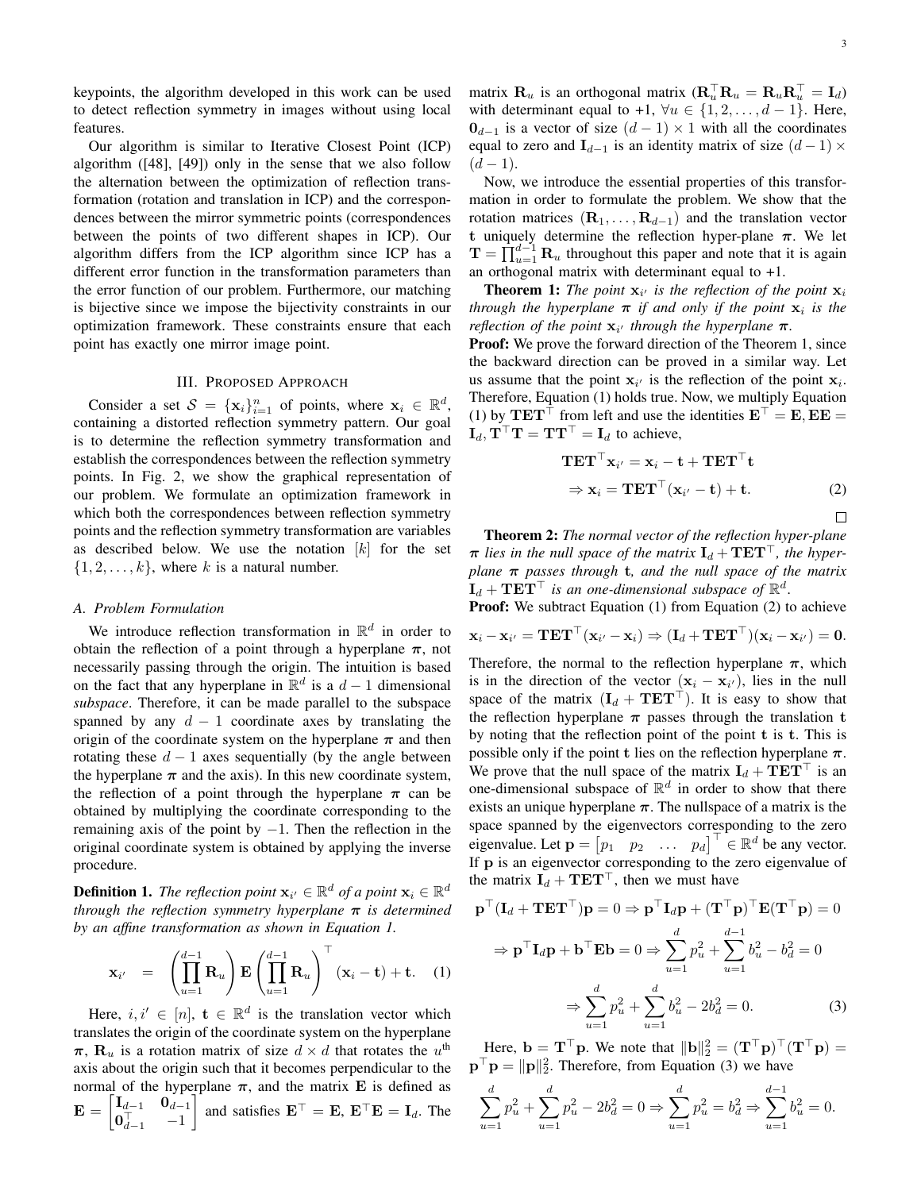keypoints, the algorithm developed in this work can be used to detect reflection symmetry in images without using local features.

Our algorithm is similar to Iterative Closest Point (ICP) algorithm ([48], [49]) only in the sense that we also follow the alternation between the optimization of reflection transformation (rotation and translation in ICP) and the correspondences between the mirror symmetric points (correspondences between the points of two different shapes in ICP). Our algorithm differs from the ICP algorithm since ICP has a different error function in the transformation parameters than the error function of our problem. Furthermore, our matching is bijective since we impose the bijectivity constraints in our optimization framework. These constraints ensure that each point has exactly one mirror image point.

## III. Proposed Approach

Consider a set $\mathcal{S} = \{\mathbf{x}_i\}_{i=1}^n$ of points, where $\mathbf{x}_i \in \mathbb{R}^d$, containing a distorted reflection symmetry pattern. Our goal is to determine the reflection symmetry transformation and establish the correspondences between the reflection symmetry points. In Fig. 2, we show the graphical representation of our problem. We formulate an optimization framework in which both the correspondences between reflection symmetry points and the reflection symmetry transformation are variables as described below. We use the notation $[k]$ for the set $\{1, 2, \ldots, k\}$, where $k$ is a natural number.

### A. Problem Formulation

We introduce reflection transformation in $\mathbb{R}^d$ in order to obtain the reflection of a point through a hyperplane $\boldsymbol{\pi}$, not necessarily passing through the origin. The intuition is based on the fact that any hyperplane in $\mathbb{R}^d$ is a $d-1$ dimensional *subspace*. Therefore, it can be made parallel to the subspace spanned by any $d-1$ coordinate axes by translating the origin of the coordinate system on the hyperplane $\boldsymbol{\pi}$ and then rotating these $d-1$ axes sequentially (by the angle between the hyperplane $\boldsymbol{\pi}$ and the axis). In this new coordinate system, the reflection of a point through the hyperplane $\boldsymbol{\pi}$ can be obtained by multiplying the coordinate corresponding to the remaining axis of the point by $-1$. Then the reflection in the original coordinate system is obtained by applying the inverse procedure.

**Definition 1.** *The reflection point $\mathbf{x}_{i'} \in \mathbb{R}^d$ of a point $\mathbf{x}_i \in \mathbb{R}^d$ through the reflection symmetry hyperplane $\boldsymbol{\pi}$ is determined by an affine transformation as shown in Equation 1.*

$$\mathbf{x}_{i'} = \left(\prod_{u=1}^{d-1} \mathbf{R}_u\right) \mathbf{E} \left(\prod_{u=1}^{d-1} \mathbf{R}_u\right)^\top (\mathbf{x}_i - \mathbf{t}) + \mathbf{t}. \quad (1)$$

Here, $i, i' \in [n]$, $\mathbf{t} \in \mathbb{R}^d$ is the translation vector which translates the origin of the coordinate system on the hyperplane $\boldsymbol{\pi}$, $\mathbf{R}_u$ is a rotation matrix of size $d \times d$ that rotates the $u^{\text{th}}$ axis about the origin such that it becomes perpendicular to the normal of the hyperplane $\boldsymbol{\pi}$, and the matrix $\mathbf{E}$ is defined as $\mathbf{E} = \begin{bmatrix} \mathbf{I}_{d-1} & \mathbf{0}_{d-1} \\ \mathbf{0}_{d-1}^\top & -1 \end{bmatrix}$ and satisfies $\mathbf{E}^\top = \mathbf{E}$, $\mathbf{E}^\top\mathbf{E} = \mathbf{I}_d$. The matrix $\mathbf{R}_u$ is an orthogonal matrix ($\mathbf{R}_u^\top\mathbf{R}_u = \mathbf{R}_u\mathbf{R}_u^\top = \mathbf{I}_d$) with determinant equal to +1, $\forall u \in \{1, 2, \ldots, d-1\}$. Here, $\mathbf{0}_{d-1}$ is a vector of size $(d-1) \times 1$ with all the coordinates equal to zero and $\mathbf{I}_{d-1}$ is an identity matrix of size $(d-1) \times (d-1)$.

Now, we introduce the essential properties of this transformation in order to formulate the problem. We show that the rotation matrices $(\mathbf{R}_1, \ldots, \mathbf{R}_{d-1})$ and the translation vector $\mathbf{t}$ uniquely determine the reflection hyper-plane $\boldsymbol{\pi}$. We let $\mathbf{T} = \prod_{u=1}^{d-1} \mathbf{R}_u$ throughout this paper and note that it is again an orthogonal matrix with determinant equal to +1.

**Theorem 1:** *The point $\mathbf{x}_{i'}$ is the reflection of the point $\mathbf{x}_i$ through the hyperplane $\boldsymbol{\pi}$ if and only if the point $\mathbf{x}_i$ is the reflection of the point $\mathbf{x}_{i'}$ through the hyperplane $\boldsymbol{\pi}$.*

**Proof:** We prove the forward direction of the Theorem 1, since the backward direction can be proved in a similar way. Let us assume that the point $\mathbf{x}_{i'}$ is the reflection of the point $\mathbf{x}_i$. Therefore, Equation (1) holds true. Now, we multiply Equation (1) by $\mathbf{TET}^\top$ from left and use the identities $\mathbf{E}^\top = \mathbf{E}, \mathbf{EE} = \mathbf{I}_d, \mathbf{T}^\top\mathbf{T} = \mathbf{TT}^\top = \mathbf{I}_d$ to achieve,

$$\begin{aligned} \mathbf{TET}^\top \mathbf{x}_{i'} &= \mathbf{x}_i - \mathbf{t} + \mathbf{TET}^\top \mathbf{t} \\ \Rightarrow \mathbf{x}_i &= \mathbf{TET}^\top (\mathbf{x}_{i'} - \mathbf{t}) + \mathbf{t}. \end{aligned} \quad (2)$$

□

**Theorem 2:** *The normal vector of the reflection hyper-plane $\boldsymbol{\pi}$ lies in the null space of the matrix $\mathbf{I}_d + \mathbf{TET}^\top$, the hyperplane $\boldsymbol{\pi}$ passes through $\mathbf{t}$, and the null space of the matrix $\mathbf{I}_d + \mathbf{TET}^\top$ is an one-dimensional subspace of $\mathbb{R}^d$.*

**Proof:** We subtract Equation (1) from Equation (2) to achieve

$$\mathbf{x}_i - \mathbf{x}_{i'} = \mathbf{TET}^\top(\mathbf{x}_{i'} - \mathbf{x}_i) \Rightarrow (\mathbf{I}_d + \mathbf{TET}^\top)(\mathbf{x}_i - \mathbf{x}_{i'}) = \mathbf{0}.$$

Therefore, the normal to the reflection hyperplane $\boldsymbol{\pi}$, which is in the direction of the vector $(\mathbf{x}_i - \mathbf{x}_{i'})$, lies in the null space of the matrix $(\mathbf{I}_d + \mathbf{TET}^\top)$. It is easy to show that the reflection hyperplane $\boldsymbol{\pi}$ passes through the translation $\mathbf{t}$ by noting that the reflection point of the point $\mathbf{t}$ is $\mathbf{t}$. This is possible only if the point $\mathbf{t}$ lies on the reflection hyperplane $\boldsymbol{\pi}$. We prove that the null space of the matrix $\mathbf{I}_d + \mathbf{TET}^\top$ is an one-dimensional subspace of $\mathbb{R}^d$ in order to show that there exists an unique hyperplane $\boldsymbol{\pi}$. The nullspace of a matrix is the space spanned by the eigenvectors corresponding to the zero eigenvalue. Let $\mathbf{p} = \begin{bmatrix} p_1 & p_2 & \ldots & p_d \end{bmatrix}^\top \in \mathbb{R}^d$ be any vector. If $\mathbf{p}$ is an eigenvector corresponding to the zero eigenvalue of the matrix $\mathbf{I}_d + \mathbf{TET}^\top$, then we must have

$$\begin{aligned} \mathbf{p}^\top(\mathbf{I}_d + \mathbf{TET}^\top)\mathbf{p} = 0 &\Rightarrow \mathbf{p}^\top\mathbf{I}_d\mathbf{p} + (\mathbf{T}^\top\mathbf{p})^\top\mathbf{E}(\mathbf{T}^\top\mathbf{p}) = 0 \\ \Rightarrow \mathbf{p}^\top\mathbf{I}_d\mathbf{p} + \mathbf{b}^\top\mathbf{E}\mathbf{b} = 0 &\Rightarrow \sum_{u=1}^{d} p_u^2 + \sum_{u=1}^{d-1} b_u^2 - b_d^2 = 0 \\ &\Rightarrow \sum_{u=1}^{d} p_u^2 + \sum_{u=1}^{d} b_u^2 - 2b_d^2 = 0. \end{aligned} \quad (3)$$

Here, $\mathbf{b} = \mathbf{T}^\top\mathbf{p}$. We note that $\|\mathbf{b}\|_2^2 = (\mathbf{T}^\top\mathbf{p})^\top(\mathbf{T}^\top\mathbf{p}) = \mathbf{p}^\top\mathbf{p} = \|\mathbf{p}\|_2^2$. Therefore, from Equation (3) we have

$$\sum_{u=1}^{d} p_u^2 + \sum_{u=1}^{d} p_u^2 - 2b_d^2 = 0 \Rightarrow \sum_{u=1}^{d} p_u^2 = b_d^2 \Rightarrow \sum_{u=1}^{d-1} b_u^2 = 0.$$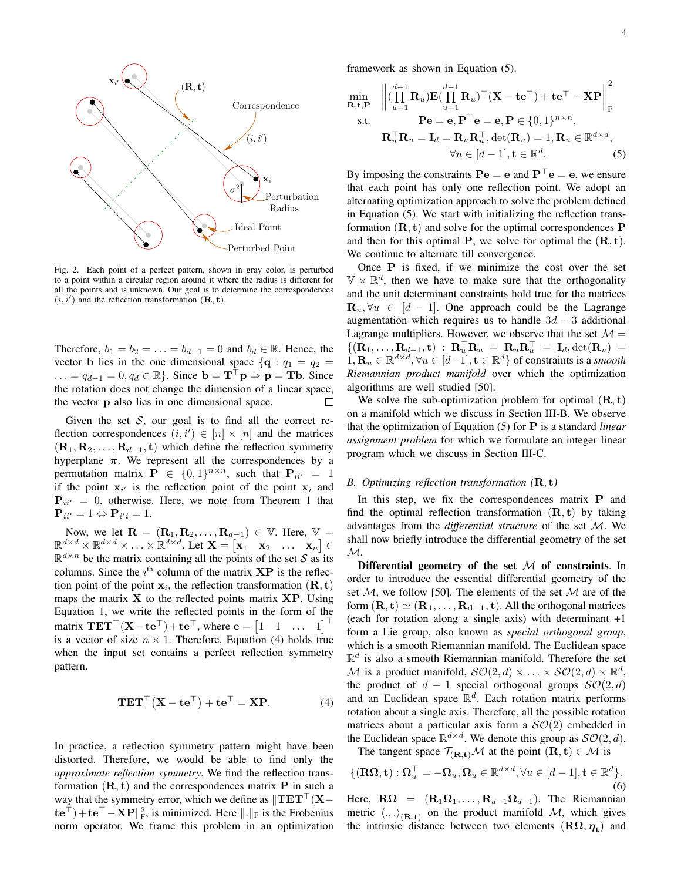Fig. 2. Each point of a perfect pattern, shown in gray color, is perturbed to a point within a circular region around it where the radius is different for all the points and is unknown. Our goal is to determine the correspondences $(i, i')$ and the reflection transformation $(\mathbf{R}, \mathbf{t})$.

Therefore, $b_1 = b_2 = \ldots = b_{d-1} = 0$ and $b_d \in \mathbb{R}$. Hence, the vector $\mathbf{b}$ lies in the one dimensional space $\{\mathbf{q} : q_1 = q_2 = \ldots = q_{d-1} = 0, q_d \in \mathbb{R}\}$. Since $\mathbf{b} = \mathbf{T}^\top \mathbf{p} \Rightarrow \mathbf{p} = \mathbf{T}\mathbf{b}$. Since the rotation does not change the dimension of a linear space, the vector $\mathbf{p}$ also lies in one dimensional space. □

Given the set $\mathcal{S}$, our goal is to find all the correct reflection correspondences $(i, i') \in [n] \times [n]$ and the matrices $(\mathbf{R}_1, \mathbf{R}_2, \ldots, \mathbf{R}_{d-1}, \mathbf{t})$ which define the reflection symmetry hyperplane $\boldsymbol{\pi}$. We represent all the correspondences by a permutation matrix $\mathbf{P} \in \{0,1\}^{n \times n}$, such that $\mathbf{P}_{ii'} = 1$ if the point $\mathbf{x}_{i'}$ is the reflection point of the point $\mathbf{x}_i$ and $\mathbf{P}_{ii'} = 0$, otherwise. Here, we note from Theorem 1 that $\mathbf{P}_{ii'} = 1 \Leftrightarrow \mathbf{P}_{i'i} = 1$.

Now, we let $\mathbf{R} = (\mathbf{R}_1, \mathbf{R}_2, \ldots, \mathbf{R}_{d-1}) \in \mathbb{V}$. Here, $\mathbb{V} = \mathbb{R}^{d \times d} \times \mathbb{R}^{d \times d} \times \ldots \times \mathbb{R}^{d \times d}$. Let $\mathbf{X} = \begin{bmatrix} \mathbf{x}_1 & \mathbf{x}_2 & \ldots & \mathbf{x}_n \end{bmatrix} \in \mathbb{R}^{d \times n}$ be the matrix containing all the points of the set $\mathcal{S}$ as its columns. Since the $i^{\text{th}}$ column of the matrix $\mathbf{XP}$ is the reflection point of the point $\mathbf{x}_i$, the reflection transformation $(\mathbf{R}, \mathbf{t})$ maps the matrix $\mathbf{X}$ to the reflected points matrix $\mathbf{XP}$. Using Equation 1, we write the reflected points in the form of the matrix $\mathbf{TET}^\top(\mathbf{X} - \mathbf{te}^\top) + \mathbf{te}^\top$, where $\mathbf{e} = \begin{bmatrix} 1 & 1 & \ldots & 1 \end{bmatrix}^\top$ is a vector of size $n \times 1$. Therefore, Equation (4) holds true when the input set contains a perfect reflection symmetry pattern.

$$
\mathbf{TET}^\top\left(\mathbf{X} - \mathbf{te}^\top\right) + \mathbf{te}^\top = \mathbf{XP}. \tag{4}
$$

In practice, a reflection symmetry pattern might have been distorted. Therefore, we would be able to find only the *approximate reflection symmetry*. We find the reflection transformation $(\mathbf{R}, \mathbf{t})$ and the correspondences matrix $\mathbf{P}$ in such a way that the symmetry error, which we define as $\|\mathbf{TET}^\top(\mathbf{X} - \mathbf{te}^\top) + \mathbf{te}^\top - \mathbf{XP}\|_{\text{F}}^2$, is minimized. Here $\|.\|_{\text{F}}$ is the Frobenius norm operator. We frame this problem in an optimization framework as shown in Equation (5).

$$
\begin{aligned}
\min_{\mathbf{R}, \mathbf{t}, \mathbf{P}} \quad & \left\| \left(\prod_{u=1}^{d-1} \mathbf{R}_u\right) \mathbf{E} \left(\prod_{u=1}^{d-1} \mathbf{R}_u\right)^\top (\mathbf{X} - \mathbf{te}^\top) + \mathbf{te}^\top - \mathbf{XP} \right\|_{\text{F}}^2 \\
\text{s.t.} \quad & \mathbf{Pe} = \mathbf{e}, \mathbf{P}^\top \mathbf{e} = \mathbf{e}, \mathbf{P} \in \{0,1\}^{n \times n}, \\
& \mathbf{R}_u^\top \mathbf{R}_u = \mathbf{I}_d = \mathbf{R}_u \mathbf{R}_u^\top, \det(\mathbf{R}_u) = 1, \mathbf{R}_u \in \mathbb{R}^{d \times d}, \\
& \forall u \in [d-1], \mathbf{t} \in \mathbb{R}^d.
\end{aligned} \tag{5}
$$

By imposing the constraints $\mathbf{Pe} = \mathbf{e}$ and $\mathbf{P}^\top \mathbf{e} = \mathbf{e}$, we ensure that each point has only one reflection point. We adopt an alternating optimization approach to solve the problem defined in Equation (5). We start with initializing the reflection transformation $(\mathbf{R}, \mathbf{t})$ and solve for the optimal correspondences $\mathbf{P}$ and then for this optimal $\mathbf{P}$, we solve for optimal the $(\mathbf{R}, \mathbf{t})$. We continue to alternate till convergence.

Once $\mathbf{P}$ is fixed, if we minimize the cost over the set $\mathbb{V} \times \mathbb{R}^d$, then we have to make sure that the orthogonality and the unit determinant constraints hold true for the matrices $\mathbf{R}_u, \forall u \in [d-1]$. One approach could be the Lagrange augmentation which requires us to handle $3d - 3$ additional Lagrange multipliers. However, we observe that the set $\mathcal{M} = \{(\mathbf{R}_1, \ldots, \mathbf{R}_{d-1}, \mathbf{t}) : \mathbf{R}_u^\top \mathbf{R}_u = \mathbf{R}_u \mathbf{R}_u^\top = \mathbf{I}_d, \det(\mathbf{R}_u) = 1, \mathbf{R}_u \in \mathbb{R}^{d \times d}, \forall u \in [d-1], \mathbf{t} \in \mathbb{R}^d\}$ of constraints is a *smooth Riemannian product manifold* over which the optimization algorithms are well studied [50].

We solve the sub-optimization problem for optimal $(\mathbf{R}, \mathbf{t})$ on a manifold which we discuss in Section III-B. We observe that the optimization of Equation (5) for $\mathbf{P}$ is a standard *linear assignment problem* for which we formulate an integer linear program which we discuss in Section III-C.

### B. Optimizing reflection transformation $(\mathbf{R}, \mathbf{t})$

In this step, we fix the correspondences matrix $\mathbf{P}$ and find the optimal reflection transformation $(\mathbf{R}, \mathbf{t})$ by taking advantages from the *differential structure* of the set $\mathcal{M}$. We shall now briefly introduce the differential geometry of the set $\mathcal{M}$.

**Differential geometry of the set $\mathcal{M}$ of constraints**. In order to introduce the essential differential geometry of the set $\mathcal{M}$, we follow [50]. The elements of the set $\mathcal{M}$ are of the form $(\mathbf{R}, \mathbf{t}) \simeq (\mathbf{R_1}, \ldots, \mathbf{R_{d-1}}, \mathbf{t})$. All the orthogonal matrices (each for rotation along a single axis) with determinant +1 form a Lie group, also known as *special orthogonal group*, which is a smooth Riemannian manifold. The Euclidean space $\mathbb{R}^d$ is also a smooth Riemannian manifold. Therefore the set $\mathcal{M}$ is a product manifold, $\mathcal{SO}(2, d) \times \ldots \times \mathcal{SO}(2, d) \times \mathbb{R}^d$, the product of $d-1$ special orthogonal groups $\mathcal{SO}(2, d)$ and an Euclidean space $\mathbb{R}^d$. Each rotation matrix performs rotation about a single axis. Therefore, all the possible rotation matrices about a particular axis form a $\mathcal{SO}(2)$ embedded in the Euclidean space $\mathbb{R}^{d \times d}$. We denote this group as $\mathcal{SO}(2, d)$.

The tangent space $\mathcal{T}_{(\mathbf{R}, \mathbf{t})}\mathcal{M}$ at the point $(\mathbf{R}, \mathbf{t}) \in \mathcal{M}$ is

$$
\{(\mathbf{R}\boldsymbol{\Omega}, \mathbf{t}) : \boldsymbol{\Omega}_u^\top = -\boldsymbol{\Omega}_u, \boldsymbol{\Omega}_u \in \mathbb{R}^{d \times d}, \forall u \in [d-1], \mathbf{t} \in \mathbb{R}^d\}. \tag{6}
$$

Here, $\mathbf{R}\boldsymbol{\Omega} = (\mathbf{R}_1 \boldsymbol{\Omega}_1, \ldots, \mathbf{R}_{d-1} \boldsymbol{\Omega}_{d-1})$. The Riemannian metric $\langle ., . \rangle_{(\mathbf{R}, \mathbf{t})}$ on the product manifold $\mathcal{M}$, which gives the intrinsic distance between two elements $(\mathbf{R}\boldsymbol{\Omega}, \boldsymbol{\eta}_{\mathbf{t}})$ and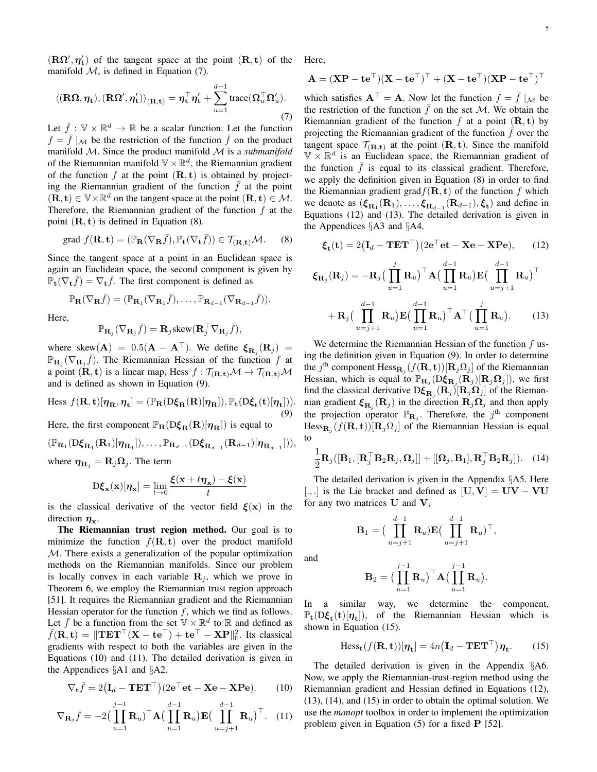$(\mathbf{R}\boldsymbol{\Omega}', \boldsymbol{\eta}'_{\mathbf{t}})$ of the tangent space at the point $(\mathbf{R}, \mathbf{t})$ of the manifold $\mathcal{M}$, is defined in Equation (7).

$$\langle(\mathbf{R}\boldsymbol{\Omega}, \boldsymbol{\eta}_{\mathbf{t}}), (\mathbf{R}\boldsymbol{\Omega}', \boldsymbol{\eta}'_{\mathbf{t}})\rangle_{(\mathbf{R},\mathbf{t})} = \boldsymbol{\eta}_{\mathbf{t}}^{\top}\boldsymbol{\eta}'_{\mathbf{t}} + \sum_{u=1}^{d-1} \text{trace}(\boldsymbol{\Omega}_u^{\top}\boldsymbol{\Omega}'_u). \tag{7}$$

Let $\bar{f} : \mathbb{V} \times \mathbb{R}^d \to \mathbb{R}$ be a scalar function. Let the function $f = \bar{f} \mid_{\mathcal{M}}$ be the restriction of the function $\bar{f}$ on the product manifold $\mathcal{M}$. Since the product manifold $\mathcal{M}$ is a *submanifold* of the Riemannian manifold $\mathbb{V} \times \mathbb{R}^d$, the Riemannian gradient of the function $f$ at the point $(\mathbf{R}, \mathbf{t})$ is obtained by projecting the Riemannian gradient of the function $\bar{f}$ at the point $(\mathbf{R}, \mathbf{t}) \in \mathbb{V} \times \mathbb{R}^d$ on the tangent space at the point $(\mathbf{R}, \mathbf{t}) \in \mathcal{M}$. Therefore, the Riemannian gradient of the function $f$ at the point $(\mathbf{R}, \mathbf{t})$ is defined in Equation (8).

$$\text{grad } f(\mathbf{R}, \mathbf{t}) = (\mathbb{P}_{\mathbf{R}}(\nabla_{\mathbf{R}}\bar{f}), \mathbb{P}_{\mathbf{t}}(\nabla_{\mathbf{t}}\bar{f})) \in \mathcal{T}_{(\mathbf{R},\mathbf{t})}\mathcal{M}. \tag{8}$$

Since the tangent space at a point in an Euclidean space is again an Euclidean space, the second component is given by $\mathbb{P}_{\mathbf{t}}(\nabla_{\mathbf{t}}\bar{f}) = \nabla_{\mathbf{t}}\bar{f}$. The first component is defined as

$$\mathbb{P}_{\mathbf{R}}(\nabla_{\mathbf{R}}\bar{f}) = (\mathbb{P}_{\mathbf{R}_1}(\nabla_{\mathbf{R}_1}\bar{f}), \ldots, \mathbb{P}_{\mathbf{R}_{d-1}}(\nabla_{\mathbf{R}_{d-1}}\bar{f})).$$

Here,

$$\mathbb{P}_{\mathbf{R}_j}(\nabla_{\mathbf{R}_j}\bar{f}) = \mathbf{R}_j \text{skew}(\mathbf{R}_j^{\top}\nabla_{\mathbf{R}_j}\bar{f}),$$

where $\text{skew}(\mathbf{A}) = 0.5(\mathbf{A} - \mathbf{A}^{\top})$. We define $\boldsymbol{\xi}_{\mathbf{R}_j}(\mathbf{R}_j) = \mathbb{P}_{\mathbf{R}_j}(\nabla_{\mathbf{R}_j}\bar{f})$. The Riemannian Hessian of the function $f$ at a point $(\mathbf{R}, \mathbf{t})$ is a linear map, Hess $f : \mathcal{T}_{(\mathbf{R},\mathbf{t})}\mathcal{M} \to \mathcal{T}_{(\mathbf{R},\mathbf{t})}\mathcal{M}$ and is defined as shown in Equation (9).

$$\text{Hess } f(\mathbf{R}, \mathbf{t})[\boldsymbol{\eta}_{\mathbf{R}}, \boldsymbol{\eta}_{\mathbf{t}}] = (\mathbb{P}_{\mathbf{R}}(\text{D}\boldsymbol{\xi}_{\mathbf{R}}(\mathbf{R})[\boldsymbol{\eta}_{\mathbf{R}}]), \mathbb{P}_{\mathbf{t}}(\text{D}\boldsymbol{\xi}_{\mathbf{t}}(\mathbf{t})[\boldsymbol{\eta}_{\mathbf{t}}])). \tag{9}$$

Here, the first component $\mathbb{P}_{\mathbf{R}}(\text{D}\boldsymbol{\xi}_{\mathbf{R}}(\mathbf{R})[\boldsymbol{\eta}_{\mathbf{R}}])$ is equal to

$$(\mathbb{P}_{\mathbf{R}_1}(\text{D}\boldsymbol{\xi}_{\mathbf{R}_1}(\mathbf{R}_1)[\boldsymbol{\eta}_{\mathbf{R}_1}]), \ldots, \mathbb{P}_{\mathbf{R}_{d-1}}(\text{D}\boldsymbol{\xi}_{\mathbf{R}_{d-1}}(\mathbf{R}_{d-1})[\boldsymbol{\eta}_{\mathbf{R}_{d-1}}])),$$

where $\boldsymbol{\eta}_{\mathbf{R}_j} = \mathbf{R}_j\boldsymbol{\Omega}_j$. The term

$$\text{D}\boldsymbol{\xi}_{\mathbf{x}}(\mathbf{x})[\boldsymbol{\eta}_{\mathbf{x}}] = \lim_{t \to 0} \frac{\boldsymbol{\xi}(\mathbf{x} + t\boldsymbol{\eta}_{\mathbf{x}}) - \boldsymbol{\xi}(\mathbf{x})}{t}$$

is the classical derivative of the vector field $\boldsymbol{\xi}(\mathbf{x})$ in the direction $\boldsymbol{\eta}_{\mathbf{x}}$.

**The Riemannian trust region method.** Our goal is to minimize the function $f(\mathbf{R}, \mathbf{t})$ over the product manifold $\mathcal{M}$. There exists a generalization of the popular optimization methods on the Riemannian manifolds. Since our problem is locally convex in each variable $\mathbf{R}_j$, which we prove in Theorem 6, we employ the Riemannian trust region approach [51]. It requires the Riemannian gradient and the Riemannian Hessian operator for the function $f$, which we find as follows. Let $\bar{f}$ be a function from the set $\mathbb{V} \times \mathbb{R}^d$ to $\mathbb{R}$ and defined as $\bar{f}(\mathbf{R}, \mathbf{t}) = \|\mathbf{T}\mathbf{E}\mathbf{T}^{\top}(\mathbf{X} - \mathbf{t}\mathbf{e}^{\top}) + \mathbf{t}\mathbf{e}^{\top} - \mathbf{X}\mathbf{P}\|_{\text{F}}^2$. Its classical gradients with respect to both the variables are given in the Equations (10) and (11). The detailed derivation is given in the Appendices §A1 and §A2.

$$\nabla_{\mathbf{t}}\bar{f} = 2(\mathbf{I}_d - \mathbf{T}\mathbf{E}\mathbf{T}^{\top})(2\mathbf{e}^{\top}\mathbf{e}\mathbf{t} - \mathbf{X}\mathbf{e} - \mathbf{X}\mathbf{P}\mathbf{e}). \tag{10}$$

$$\nabla_{\mathbf{R}_j}\bar{f} = -2\Big(\prod_{u=1}^{j-1}\mathbf{R}_u\Big)^{\top}\mathbf{A}\Big(\prod_{u=1}^{d-1}\mathbf{R}_u\Big)\mathbf{E}\Big(\prod_{u=j+1}^{d-1}\mathbf{R}_u\Big)^{\top}. \tag{11}$$

Here,

$$\mathbf{A} = (\mathbf{X}\mathbf{P} - \mathbf{t}\mathbf{e}^{\top})(\mathbf{X} - \mathbf{t}\mathbf{e}^{\top})^{\top} + (\mathbf{X} - \mathbf{t}\mathbf{e}^{\top})(\mathbf{X}\mathbf{P} - \mathbf{t}\mathbf{e}^{\top})^{\top}$$

which satisfies $\mathbf{A}^{\top} = \mathbf{A}$. Now let the function $f = \bar{f} \mid_{\mathcal{M}}$ be the restriction of the function $\bar{f}$ on the set $\mathcal{M}$. We obtain the Riemannian gradient of the function $f$ at a point $(\mathbf{R}, \mathbf{t})$ by projecting the Riemannian gradient of the function $\bar{f}$ over the tangent space $\mathcal{T}_{(\mathbf{R},\mathbf{t})}$ at the point $(\mathbf{R}, \mathbf{t})$. Since the manifold $\mathbb{V} \times \mathbb{R}^d$ is an Euclidean space, the Riemannian gradient of the function $\bar{f}$ is equal to its classical gradient. Therefore, we apply the definition given in Equation (8) in order to find the Riemannian gradient grad$f(\mathbf{R}, \mathbf{t})$ of the function $f$ which we denote as $(\boldsymbol{\xi}_{\mathbf{R}_1}(\mathbf{R}_1), \ldots, \boldsymbol{\xi}_{\mathbf{R}_{d-1}}(\mathbf{R}_{d-1}), \boldsymbol{\xi}_{\mathbf{t}})$ and define in Equations (12) and (13). The detailed derivation is given in the Appendices §A3 and §A4.

$$\boldsymbol{\xi}_{\mathbf{t}}(\mathbf{t}) = 2(\mathbf{I}_d - \mathbf{T}\mathbf{E}\mathbf{T}^{\top})(2\mathbf{e}^{\top}\mathbf{e}\mathbf{t} - \mathbf{X}\mathbf{e} - \mathbf{X}\mathbf{P}\mathbf{e}), \tag{12}$$

$$\begin{aligned}\boldsymbol{\xi}_{\mathbf{R}_j}(\mathbf{R}_j) = &-\mathbf{R}_j\Big(\prod_{u=1}^{j}\mathbf{R}_u\Big)^{\top}\mathbf{A}\Big(\prod_{u=1}^{d-1}\mathbf{R}_u\Big)\mathbf{E}\Big(\prod_{u=j+1}^{d-1}\mathbf{R}_u\Big)^{\top} \\ &+ \mathbf{R}_j\Big(\prod_{u=j+1}^{d-1}\mathbf{R}_u\Big)\mathbf{E}\Big(\prod_{u=1}^{d-1}\mathbf{R}_u\Big)^{\top}\mathbf{A}^{\top}\Big(\prod_{u=1}^{j}\mathbf{R}_u\Big).\end{aligned} \tag{13}$$

We determine the Riemannian Hessian of the function $f$ using the definition given in Equation (9). In order to determine the $j^{\text{th}}$ component $\text{Hess}_{\mathbf{R}_j}(f(\mathbf{R}, \mathbf{t}))[\mathbf{R}_j\Omega_j]$ of the Riemannian Hessian, which is equal to $\mathbb{P}_{\mathbf{R}_j}(\text{D}\boldsymbol{\xi}_{\mathbf{R}_j}(\mathbf{R}_j)[\mathbf{R}_j\boldsymbol{\Omega}_j])$, we first find the classical derivative $\text{D}\boldsymbol{\xi}_{\mathbf{R}_j}(\mathbf{R}_j)[\mathbf{R}_j\boldsymbol{\Omega}_j]$ of the Riemannian gradient $\boldsymbol{\xi}_{\mathbf{R}_j}(\mathbf{R}_j)$ in the direction $\mathbf{R}_j\boldsymbol{\Omega}_j$ and then apply the projection operator $\mathbb{P}_{\mathbf{R}_j}$. Therefore, the $j^{\text{th}}$ component $\text{Hess}_{\mathbf{R}_j}(f(\mathbf{R}, \mathbf{t}))[\mathbf{R}_j\Omega_j]$ of the Riemannian Hessian is equal to

$$\frac{1}{2}\mathbf{R}_j([\mathbf{B}_1, [\mathbf{R}_j^{\top}\mathbf{B}_2\mathbf{R}_j, \boldsymbol{\Omega}_j]] + [[\boldsymbol{\Omega}_j, \mathbf{B}_1], \mathbf{R}_j^{\top}\mathbf{B}_2\mathbf{R}_j]). \tag{14}$$

The detailed derivation is given in the Appendix §A5. Here $[.,.]$ is the Lie bracket and defined as $[\mathbf{U}, \mathbf{V}] = \mathbf{U}\mathbf{V} - \mathbf{V}\mathbf{U}$ for any two matrices $\mathbf{U}$ and $\mathbf{V}$,

$$\mathbf{B}_1 = \Big(\prod_{u=j+1}^{d-1}\mathbf{R}_u\Big)\mathbf{E}\Big(\prod_{u=j+1}^{d-1}\mathbf{R}_u\Big)^{\top},$$

and

$$\mathbf{B}_2 = \Big(\prod_{u=1}^{j-1}\mathbf{R}_u\Big)^{\top}\mathbf{A}\Big(\prod_{u=1}^{j-1}\mathbf{R}_u\Big).$$

In a similar way, we determine the component, $\mathbb{P}_{\mathbf{t}}(\text{D}\boldsymbol{\xi}_{\mathbf{t}}(\mathbf{t})[\boldsymbol{\eta}_{\mathbf{t}}])$, of the Riemannian Hessian which is shown in Equation (15).

$$\text{Hess}_{\mathbf{t}}(f(\mathbf{R}, \mathbf{t}))[\boldsymbol{\eta}_{\mathbf{t}}] = 4n(\mathbf{I}_d - \mathbf{T}\mathbf{E}\mathbf{T}^{\top})\boldsymbol{\eta}_{\mathbf{t}}. \tag{15}$$

The detailed derivation is given in the Appendix §A6. Now, we apply the Riemannian-trust-region method using the Riemannian gradient and Hessian defined in Equations (12), (13), (14), and (15) in order to obtain the optimal solution. We use the *manopt* toolbox in order to implement the optimization problem given in Equation (5) for a fixed $\mathbf{P}$ [52].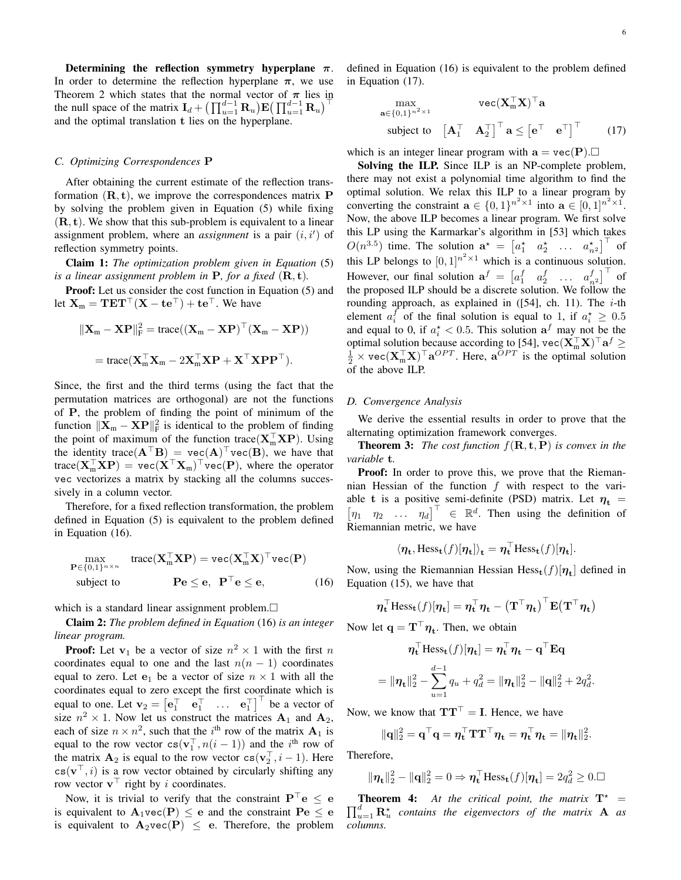**Determining the reflection symmetry hyperplane $\boldsymbol{\pi}$.** In order to determine the reflection hyperplane $\boldsymbol{\pi}$, we use Theorem 2 which states that the normal vector of $\boldsymbol{\pi}$ lies in the null space of the matrix $\mathbf{I}_d + \big(\prod_{u=1}^{d-1}\mathbf{R}_u\big)\mathbf{E}\big(\prod_{u=1}^{d-1}\mathbf{R}_u\big)^\top$ and the optimal translation $\mathbf{t}$ lies on the hyperplane.

### C. Optimizing Correspondences $\mathbf{P}$

After obtaining the current estimate of the reflection transformation $(\mathbf{R}, \mathbf{t})$, we improve the correspondences matrix $\mathbf{P}$ by solving the problem given in Equation (5) while fixing $(\mathbf{R}, \mathbf{t})$. We show that this sub-problem is equivalent to a linear assignment problem, where an *assignment* is a pair $(i, i')$ of reflection symmetry points.

**Claim 1:** *The optimization problem given in Equation* (5) *is a linear assignment problem in* $\mathbf{P}$*, for a fixed* $(\mathbf{R}, \mathbf{t})$.

**Proof:** Let us consider the cost function in Equation (5) and let $\mathbf{X}_\text{m} = \mathbf{TET}^\top(\mathbf{X} - \mathbf{te}^\top) + \mathbf{te}^\top$. We have

$$\|\mathbf{X}_\text{m} - \mathbf{XP}\|_\text{F}^2 = \text{trace}((\mathbf{X}_\text{m} - \mathbf{XP})^\top(\mathbf{X}_\text{m} - \mathbf{XP}))$$

$$= \text{trace}(\mathbf{X}_\text{m}^\top\mathbf{X}_\text{m} - 2\mathbf{X}_\text{m}^\top\mathbf{XP} + \mathbf{X}^\top\mathbf{XPP}^\top).$$

Since, the first and the third terms (using the fact that the permutation matrices are orthogonal) are not the functions of $\mathbf{P}$, the problem of finding the point of minimum of the function $\|\mathbf{X}_\text{m} - \mathbf{XP}\|_\text{F}^2$ is identical to the problem of finding the point of maximum of the function $\text{trace}(\mathbf{X}_\text{m}^\top\mathbf{XP})$. Using the identity $\text{trace}(\mathbf{A}^\top\mathbf{B}) = \texttt{vec}(\mathbf{A})^\top\texttt{vec}(\mathbf{B})$, we have that $\text{trace}(\mathbf{X}_\text{m}^\top\mathbf{XP}) = \texttt{vec}(\mathbf{X}^\top\mathbf{X}_\text{m})^\top\texttt{vec}(\mathbf{P})$, where the operator vec vectorizes a matrix by stacking all the columns successively in a column vector.

Therefore, for a fixed reflection transformation, the problem defined in Equation (5) is equivalent to the problem defined in Equation (16).

$$\max_{\mathbf{P}\in\{0,1\}^{n\times n}} \quad \text{trace}(\mathbf{X}_\text{m}^\top\mathbf{XP}) = \texttt{vec}(\mathbf{X}_\text{m}^\top\mathbf{X})^\top\texttt{vec}(\mathbf{P})$$
$$\text{subject to} \qquad \mathbf{Pe} \le \mathbf{e},\ \ \mathbf{P}^\top\mathbf{e} \le \mathbf{e}, \qquad (16)$$

which is a standard linear assignment problem.$\square$

**Claim 2:** *The problem defined in Equation* (16) *is an integer linear program.*

**Proof:** Let $\mathbf{v}_1$ be a vector of size $n^2 \times 1$ with the first $n$ coordinates equal to one and the last $n(n-1)$ coordinates equal to zero. Let $\mathbf{e}_1$ be a vector of size $n \times 1$ with all the coordinates equal to zero except the first coordinate which is equal to one. Let $\mathbf{v}_2 = \begin{bmatrix}\mathbf{e}_1^\top & \mathbf{e}_1^\top & \dots & \mathbf{e}_1^\top\end{bmatrix}^\top$ be a vector of size $n^2 \times 1$. Now let us construct the matrices $\mathbf{A}_1$ and $\mathbf{A}_2$, each of size $n \times n^2$, such that the $i^\text{th}$ row of the matrix $\mathbf{A}_1$ is equal to the row vector $\texttt{cs}(\mathbf{v}_1^\top, n(i-1))$ and the $i^\text{th}$ row of the matrix $\mathbf{A}_2$ is equal to the row vector $\texttt{cs}(\mathbf{v}_2^\top, i-1)$. Here $\texttt{cs}(\mathbf{v}^\top, i)$ is a row vector obtained by circularly shifting any row vector $\mathbf{v}^\top$ right by $i$ coordinates.

Now, it is trivial to verify that the constraint $\mathbf{P}^\top\mathbf{e} \le \mathbf{e}$ is equivalent to $\mathbf{A}_1\texttt{vec}(\mathbf{P}) \le \mathbf{e}$ and the constraint $\mathbf{Pe} \le \mathbf{e}$ is equivalent to $\mathbf{A}_2\texttt{vec}(\mathbf{P}) \le \mathbf{e}$. Therefore, the problem defined in Equation (16) is equivalent to the problem defined in Equation (17).

$$\max_{\mathbf{a}\in\{0,1\}^{n^2\times 1}} \qquad \texttt{vec}(\mathbf{X}_\text{m}^\top\mathbf{X})^\top\mathbf{a}$$
$$\text{subject to} \quad \begin{bmatrix}\mathbf{A}_1^\top & \mathbf{A}_2^\top\end{bmatrix}^\top\mathbf{a} \le \begin{bmatrix}\mathbf{e}^\top & \mathbf{e}^\top\end{bmatrix}^\top \qquad (17)$$

which is an integer linear program with $\mathbf{a} = \texttt{vec}(\mathbf{P})$.$\square$

**Solving the ILP.** Since ILP is an NP-complete problem, there may not exist a polynomial time algorithm to find the optimal solution. We relax this ILP to a linear program by converting the constraint $\mathbf{a} \in \{0,1\}^{n^2\times 1}$ into $\mathbf{a} \in [0,1]^{n^2\times 1}$. Now, the above ILP becomes a linear program. We first solve this LP using the Karmarkar's algorithm in [53] which takes $O(n^{3.5})$ time. The solution $\mathbf{a}^\star = \begin{bmatrix}a_1^\star & a_2^\star & \dots & a_{n^2}^\star\end{bmatrix}^\top$ of this LP belongs to $[0,1]^{n^2\times 1}$ which is a continuous solution. However, our final solution $\mathbf{a}^f = \begin{bmatrix}a_1^f & a_2^f & \dots & a_{n^2}^f\end{bmatrix}^\top$ of the proposed ILP should be a discrete solution. We follow the rounding approach, as explained in ([54], ch. 11). The $i$-th element $a_i^f$ of the final solution is equal to 1, if $a_i^\star \ge 0.5$ and equal to 0, if $a_i^\star < 0.5$. This solution $\mathbf{a}^f$ may not be the optimal solution because according to [54], $\texttt{vec}(\mathbf{X}_\text{m}^\top\mathbf{X})^\top\mathbf{a}^f \ge \frac{1}{2} \times \texttt{vec}(\mathbf{X}_\text{m}^\top\mathbf{X})^\top\mathbf{a}^{OPT}$. Here, $\mathbf{a}^{OPT}$ is the optimal solution of the above ILP.

### D. Convergence Analysis

We derive the essential results in order to prove that the alternating optimization framework converges.

**Theorem 3:** *The cost function* $f(\mathbf{R}, \mathbf{t}, \mathbf{P})$ *is convex in the variable* $\mathbf{t}$.

**Proof:** In order to prove this, we prove that the Riemannian Hessian of the function $f$ with respect to the variable $\mathbf{t}$ is a positive semi-definite (PSD) matrix. Let $\boldsymbol{\eta}_\mathbf{t} = \begin{bmatrix}\eta_1 & \eta_2 & \dots & \eta_d\end{bmatrix}^\top \in \mathbb{R}^d$. Then using the definition of Riemannian metric, we have

$$\langle\boldsymbol{\eta}_\mathbf{t}, \text{Hess}_\mathbf{t}(f)[\boldsymbol{\eta}_\mathbf{t}]\rangle_\mathbf{t} = \boldsymbol{\eta}_\mathbf{t}^\top\text{Hess}_\mathbf{t}(f)[\boldsymbol{\eta}_\mathbf{t}].$$

Now, using the Riemannian Hessian $\text{Hess}_\mathbf{t}(f)[\boldsymbol{\eta}_\mathbf{t}]$ defined in Equation (15), we have that

$$\boldsymbol{\eta}_\mathbf{t}^\top\text{Hess}_\mathbf{t}(f)[\boldsymbol{\eta}_\mathbf{t}] = \boldsymbol{\eta}_\mathbf{t}^\top\boldsymbol{\eta}_\mathbf{t} - \big(\mathbf{T}^\top\boldsymbol{\eta}_\mathbf{t}\big)^\top\mathbf{E}\big(\mathbf{T}^\top\boldsymbol{\eta}_\mathbf{t}\big)$$

Now let $\mathbf{q} = \mathbf{T}^\top\boldsymbol{\eta}_\mathbf{t}$. Then, we obtain

$$\boldsymbol{\eta}_\mathbf{t}^\top\text{Hess}_\mathbf{t}(f)[\boldsymbol{\eta}_\mathbf{t}] = \boldsymbol{\eta}_\mathbf{t}^\top\boldsymbol{\eta}_\mathbf{t} - \mathbf{q}^\top\mathbf{Eq}$$

$$= \|\boldsymbol{\eta}_\mathbf{t}\|_2^2 - \sum_{u=1}^{d-1} q_u + q_d^2 = \|\boldsymbol{\eta}_\mathbf{t}\|_2^2 - \|\mathbf{q}\|_2^2 + 2q_d^2.$$

Now, we know that $\mathbf{TT}^\top = \mathbf{I}$. Hence, we have

$$\|\mathbf{q}\|_2^2 = \mathbf{q}^\top\mathbf{q} = \boldsymbol{\eta}_\mathbf{t}^\top\mathbf{TT}^\top\boldsymbol{\eta}_\mathbf{t} = \boldsymbol{\eta}_\mathbf{t}^\top\boldsymbol{\eta}_\mathbf{t} = \|\boldsymbol{\eta}_\mathbf{t}\|_2^2.$$

Therefore,

$$\|\boldsymbol{\eta}_\mathbf{t}\|_2^2 - \|\mathbf{q}\|_2^2 = 0 \Rightarrow \boldsymbol{\eta}_\mathbf{t}^\top\text{Hess}_\mathbf{t}(f)[\boldsymbol{\eta}_\mathbf{t}] = 2q_d^2 \ge 0.\square$$

**Theorem 4:** *At the critical point, the matrix* $\mathbf{T}^\star = \prod_{u=1}^{d}\mathbf{R}_u^\star$ *contains the eigenvectors of the matrix* $\mathbf{A}$ *as columns.*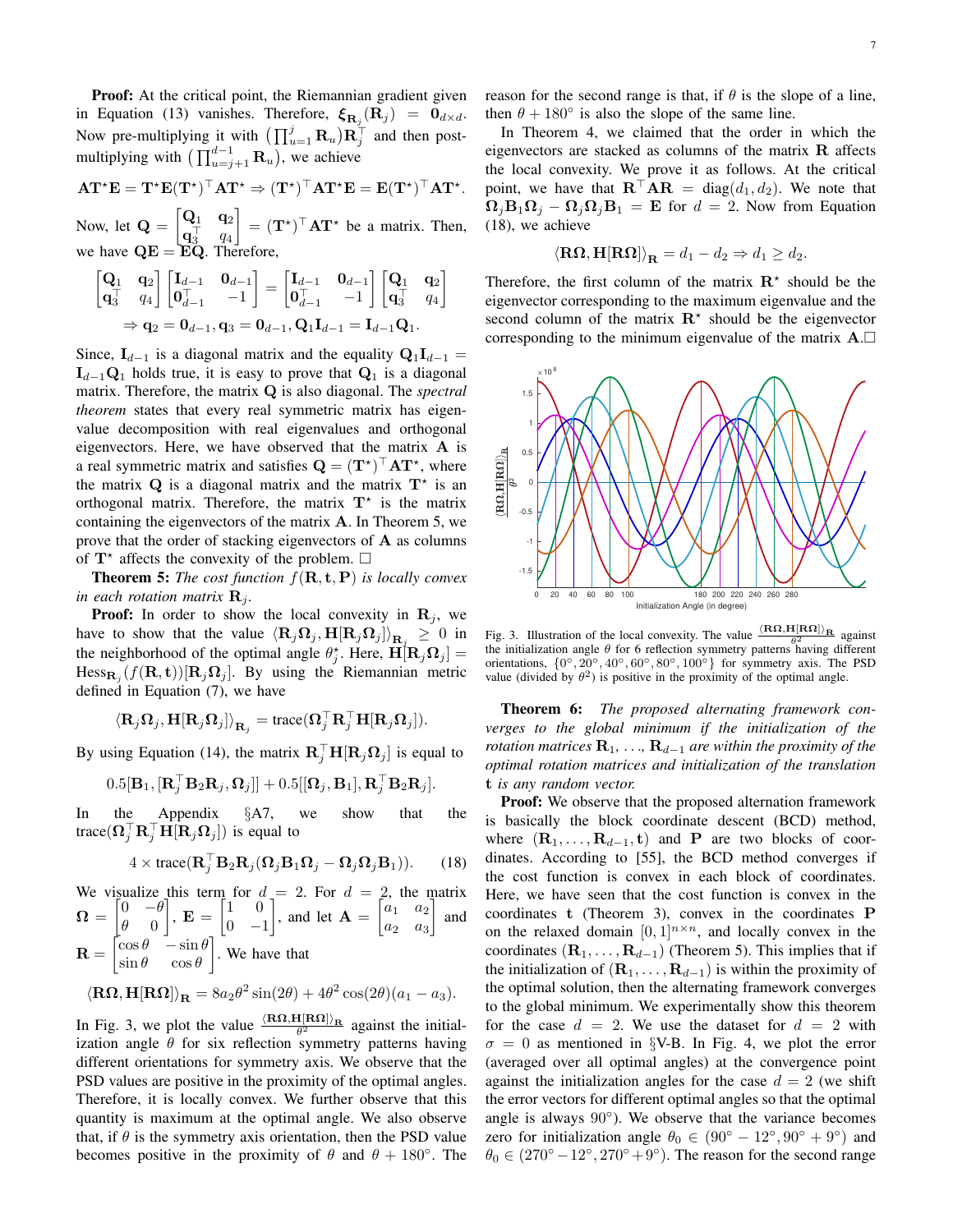**Proof:** At the critical point, the Riemannian gradient given in Equation (13) vanishes. Therefore, $\boldsymbol{\xi}_{\mathbf{R}_j}(\mathbf{R}_j) = \mathbf{0}_{d\times d}$. Now pre-multiplying it with $\left(\prod_{u=1}^{j}\mathbf{R}_u\right)\mathbf{R}_j^\top$ and then post-multiplying with $\left(\prod_{u=j+1}^{d-1}\mathbf{R}_u\right)$, we achieve

$$\mathbf{A}\mathbf{T}^\star\mathbf{E} = \mathbf{T}^\star\mathbf{E}(\mathbf{T}^\star)^\top\mathbf{A}\mathbf{T}^\star \Rightarrow (\mathbf{T}^\star)^\top\mathbf{A}\mathbf{T}^\star\mathbf{E} = \mathbf{E}(\mathbf{T}^\star)^\top\mathbf{A}\mathbf{T}^\star.$$

Now, let $\mathbf{Q} = \begin{bmatrix}\mathbf{Q}_1 & \mathbf{q}_2\\ \mathbf{q}_3^\top & q_4\end{bmatrix} = (\mathbf{T}^\star)^\top\mathbf{A}\mathbf{T}^\star$ be a matrix. Then, we have $\mathbf{Q}\mathbf{E} = \mathbf{E}\mathbf{Q}$. Therefore,

$$\begin{bmatrix}\mathbf{Q}_1 & \mathbf{q}_2\\ \mathbf{q}_3^\top & q_4\end{bmatrix}\begin{bmatrix}\mathbf{I}_{d-1} & \mathbf{0}_{d-1}\\ \mathbf{0}_{d-1}^\top & -1\end{bmatrix} = \begin{bmatrix}\mathbf{I}_{d-1} & \mathbf{0}_{d-1}\\ \mathbf{0}_{d-1}^\top & -1\end{bmatrix}\begin{bmatrix}\mathbf{Q}_1 & \mathbf{q}_2\\ \mathbf{q}_3^\top & q_4\end{bmatrix}$$
$$\Rightarrow \mathbf{q}_2 = \mathbf{0}_{d-1}, \mathbf{q}_3 = \mathbf{0}_{d-1}, \mathbf{Q}_1\mathbf{I}_{d-1} = \mathbf{I}_{d-1}\mathbf{Q}_1.$$

Since, $\mathbf{I}_{d-1}$ is a diagonal matrix and the equality $\mathbf{Q}_1\mathbf{I}_{d-1} = \mathbf{I}_{d-1}\mathbf{Q}_1$ holds true, it is easy to prove that $\mathbf{Q}_1$ is a diagonal matrix. Therefore, the matrix $\mathbf{Q}$ is also diagonal. The *spectral theorem* states that every real symmetric matrix has eigenvalue decomposition with real eigenvalues and orthogonal eigenvectors. Here, we have observed that the matrix $\mathbf{A}$ is a real symmetric matrix and satisfies $\mathbf{Q} = (\mathbf{T}^\star)^\top\mathbf{A}\mathbf{T}^\star$, where the matrix $\mathbf{Q}$ is a diagonal matrix and $\mathbf{T}^\star$ is an orthogonal matrix. Therefore, the matrix $\mathbf{T}^\star$ is the matrix containing the eigenvectors of the matrix $\mathbf{A}$. In Theorem 5, we prove that the order of stacking eigenvectors of $\mathbf{A}$ as columns of $\mathbf{T}^\star$ affects the convexity of the problem. □

**Theorem 5:** *The cost function $f(\mathbf{R}, \mathbf{t}, \mathbf{P})$ is locally convex in each rotation matrix $\mathbf{R}_j$.*

**Proof:** In order to show the local convexity in $\mathbf{R}_j$, we have to show that the value $\langle\mathbf{R}_j\boldsymbol{\Omega}_j, \mathbf{H}[\mathbf{R}_j\boldsymbol{\Omega}_j]\rangle_{\mathbf{R}_j} \geq 0$ in the neighborhood of the optimal angle $\theta_j^\star$. Here, $\mathbf{H}[\mathbf{R}_j\boldsymbol{\Omega}_j] = \text{Hess}_{\mathbf{R}_j}(f(\mathbf{R}, \mathbf{t}))[\mathbf{R}_j\boldsymbol{\Omega}_j]$. By using the Riemannian metric defined in Equation (7), we have

$$\langle\mathbf{R}_j\boldsymbol{\Omega}_j, \mathbf{H}[\mathbf{R}_j\boldsymbol{\Omega}_j]\rangle_{\mathbf{R}_j} = \text{trace}(\boldsymbol{\Omega}_j^\top\mathbf{R}_j^\top\mathbf{H}[\mathbf{R}_j\boldsymbol{\Omega}_j]).$$

By using Equation (14), the matrix $\mathbf{R}_j^\top\mathbf{H}[\mathbf{R}_j\boldsymbol{\Omega}_j]$ is equal to

$$0.5[\mathbf{B}_1, [\mathbf{R}_j^\top\mathbf{B}_2\mathbf{R}_j, \boldsymbol{\Omega}_j]] + 0.5[[\boldsymbol{\Omega}_j, \mathbf{B}_1], \mathbf{R}_j^\top\mathbf{B}_2\mathbf{R}_j].$$

In the Appendix §A7, we show that the $\text{trace}(\boldsymbol{\Omega}_j^\top\mathbf{R}_j^\top\mathbf{H}[\mathbf{R}_j\boldsymbol{\Omega}_j])$ is equal to

$$4 \times \text{trace}(\mathbf{R}_j^\top\mathbf{B}_2\mathbf{R}_j(\boldsymbol{\Omega}_j\mathbf{B}_1\boldsymbol{\Omega}_j - \boldsymbol{\Omega}_j\boldsymbol{\Omega}_j\mathbf{B}_1)). \quad (18)$$

We visualize this term for $d = 2$. For $d = 2$, the matrix $\boldsymbol{\Omega} = \begin{bmatrix}0 & -\theta\\ \theta & 0\end{bmatrix}$, $\mathbf{E} = \begin{bmatrix}1 & 0\\ 0 & -1\end{bmatrix}$, and let $\mathbf{A} = \begin{bmatrix}a_1 & a_2\\ a_2 & a_3\end{bmatrix}$ and $\mathbf{R} = \begin{bmatrix}\cos\theta & -\sin\theta\\ \sin\theta & \cos\theta\end{bmatrix}$. We have that

$$\langle\mathbf{R}\boldsymbol{\Omega}, \mathbf{H}[\mathbf{R}\boldsymbol{\Omega}]\rangle_{\mathbf{R}} = 8a_2\theta^2\sin(2\theta) + 4\theta^2\cos(2\theta)(a_1 - a_3).$$

In Fig. 3, we plot the value $\frac{\langle\mathbf{R}\boldsymbol{\Omega}, \mathbf{H}[\mathbf{R}\boldsymbol{\Omega}]\rangle_{\mathbf{R}}}{\theta^2}$ against the initialization angle $\theta$ for six reflection symmetry patterns having different orientations for symmetry axis. We observe that the PSD values are positive in the proximity of the optimal angles. Therefore, it is locally convex. We further observe that this quantity is maximum at the optimal angle. We also observe that, if $\theta$ is the symmetry axis orientation, then the PSD value becomes positive in the proximity of $\theta$ and $\theta + 180°$. The reason for the second range is that, if $\theta$ is the slope of a line, then $\theta + 180°$ is also the slope of the same line.

In Theorem 4, we claimed that the order in which the eigenvectors are stacked as columns of the matrix $\mathbf{R}$ affects the local convexity. We prove it as follows. At the critical point, we have that $\mathbf{R}^\top\mathbf{A}\mathbf{R} = \text{diag}(d_1, d_2)$. We note that $\boldsymbol{\Omega}_j\mathbf{B}_1\boldsymbol{\Omega}_j - \boldsymbol{\Omega}_j\boldsymbol{\Omega}_j\mathbf{B}_1 = \mathbf{E}$ for $d = 2$. Now from Equation (18), we achieve

$$\langle\mathbf{R}\boldsymbol{\Omega}, \mathbf{H}[\mathbf{R}\boldsymbol{\Omega}]\rangle_{\mathbf{R}} = d_1 - d_2 \Rightarrow d_1 \geq d_2.$$

Therefore, the first column of the matrix $\mathbf{R}^\star$ should be the eigenvector corresponding to the maximum eigenvalue and the second column of the matrix $\mathbf{R}^\star$ should be the eigenvector corresponding to the minimum eigenvalue of the matrix $\mathbf{A}$. □

Fig. 3. Illustration of the local convexity. The value $\frac{\langle\mathbf{R}\boldsymbol{\Omega}, \mathbf{H}[\mathbf{R}\boldsymbol{\Omega}]\rangle_{\mathbf{R}}}{\theta^2}$ against the initialization angle $\theta$ for 6 reflection symmetry patterns having different orientations, $\{0°, 20°, 40°, 60°, 80°, 100°\}$ for symmetry axis. The PSD value (divided by $\theta^2$) is positive in the proximity of the optimal angle.

**Theorem 6:** *The proposed alternating framework converges to the global minimum if the initialization of the rotation matrices $\mathbf{R}_1, \ldots, \mathbf{R}_{d-1}$ are within the proximity of the optimal rotation matrices and initialization of the translation $\mathbf{t}$ is any random vector.*

**Proof:** We observe that the proposed alternation framework is basically the block coordinate descent (BCD) method, where $(\mathbf{R}_1, \ldots, \mathbf{R}_{d-1}, \mathbf{t})$ and $\mathbf{P}$ are two blocks of coordinates. According to [55], the BCD method converges if the cost function is convex in each block of coordinates. Here, we have seen that the cost function is convex in the coordinates $\mathbf{t}$ (Theorem 3), convex in the coordinates $\mathbf{P}$ on the relaxed domain $[0, 1]^{n\times n}$, and locally convex in the coordinates $(\mathbf{R}_1, \ldots, \mathbf{R}_{d-1})$ (Theorem 5). This implies that if the initialization of $(\mathbf{R}_1, \ldots, \mathbf{R}_{d-1})$ is within the proximity of the optimal solution, then the alternating framework converges to the global minimum. We experimentally show this theorem for the case $d = 2$. We use the dataset for $d = 2$ with $\sigma = 0$ as mentioned in §V-B. In Fig. 4, we plot the error (averaged over all optimal angles) at the convergence point against the initialization angles for the case $d = 2$ (we shift the error vectors for different optimal angles so that the optimal angle is always $90°$). We observe that the variance becomes zero for initialization angle $\theta_0 \in (90° - 12°, 90° + 9°)$ and $\theta_0 \in (270° - 12°, 270° + 9°)$. The reason for the second range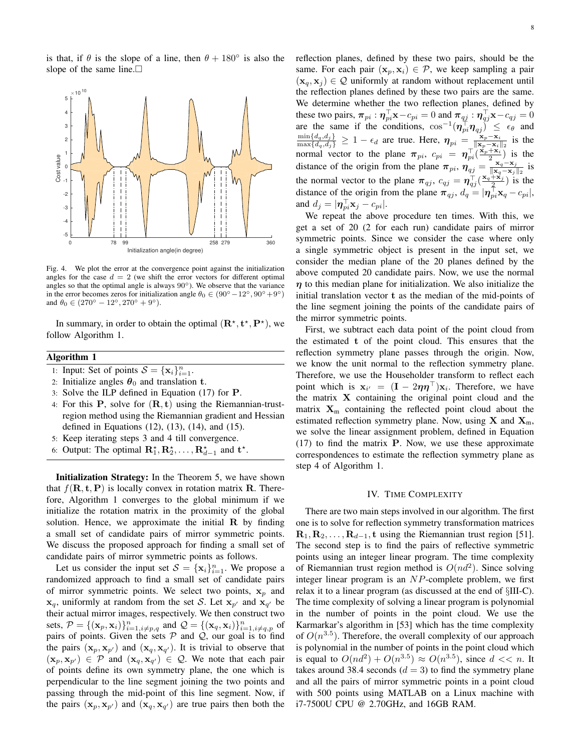is that, if $\theta$ is the slope of a line, then $\theta + 180^\circ$ is also the slope of the same line.$\square$

Fig. 4. We plot the error at the convergence point against the initialization angles for the case $d = 2$ (we shift the error vectors for different optimal angles so that the optimal angle is always $90^\circ$). We observe that the variance in the error becomes zeros for initialization angle $\theta_0 \in (90^\circ - 12^\circ, 90^\circ + 9^\circ)$ and $\theta_0 \in (270^\circ - 12^\circ, 270^\circ + 9^\circ)$.

In summary, in order to obtain the optimal $(\mathbf{R}^\star, \mathbf{t}^\star, \mathbf{P}^\star)$, we follow Algorithm 1.

**Algorithm 1**

1: Input: Set of points $\mathcal{S} = \{\mathbf{x}_i\}_{i=1}^n$.
2: Initialize angles $\boldsymbol{\theta}_0$ and translation $\mathbf{t}$.
3: Solve the ILP defined in Equation (17) for $\mathbf{P}$.
4: For this $\mathbf{P}$, solve for $(\mathbf{R}, \mathbf{t})$ using the Riemannian-trust-region method using the Riemannian gradient and Hessian defined in Equations (12), (13), (14), and (15).
5: Keep iterating steps 3 and 4 till convergence.
6: Output: The optimal $\mathbf{R}_1^\star, \mathbf{R}_2^\star, \ldots, \mathbf{R}_{d-1}^\star$ and $\mathbf{t}^\star$.

**Initialization Strategy:** In the Theorem 5, we have shown that $f(\mathbf{R}, \mathbf{t}, \mathbf{P})$ is locally convex in rotation matrix $\mathbf{R}$. Therefore, Algorithm 1 converges to the global minimum if we initialize the rotation matrix in the proximity of the global solution. Hence, we approximate the initial $\mathbf{R}$ by finding a small set of candidate pairs of mirror symmetric points. We discuss the proposed approach for finding a small set of candidate pairs of mirror symmetric points as follows.

Let us consider the input set $\mathcal{S} = \{\mathbf{x}_i\}_{i=1}^n$. We propose a randomized approach to find a small set of candidate pairs of mirror symmetric points. We select two points, $\mathbf{x}_p$ and $\mathbf{x}_q$, uniformly at random from the set $\mathcal{S}$. Let $\mathbf{x}_{p'}$ and $\mathbf{x}_{q'}$ be their actual mirror images, respectively. We then construct two sets, $\mathcal{P} = \{(\mathbf{x}_p, \mathbf{x}_i)\}_{i=1, i\neq p,q}^n$ and $\mathcal{Q} = \{(\mathbf{x}_q, \mathbf{x}_i)\}_{i=1, i\neq q,p}^n$ of pairs of points. Given the sets $\mathcal{P}$ and $\mathcal{Q}$, our goal is to find the pairs $(\mathbf{x}_p, \mathbf{x}_{p'})$ and $(\mathbf{x}_q, \mathbf{x}_{q'})$. It is trivial to observe that $(\mathbf{x}_p, \mathbf{x}_{p'}) \in \mathcal{P}$ and $(\mathbf{x}_q, \mathbf{x}_{q'}) \in \mathcal{Q}$. We note that each pair of points define its own symmetry plane, the one which is perpendicular to the line segment joining the two points and passing through the mid-point of this line segment. Now, if the pairs $(\mathbf{x}_p, \mathbf{x}_{p'})$ and $(\mathbf{x}_q, \mathbf{x}_{q'})$ are true pairs then both the reflection planes, defined by these two pairs, should be the same. For each pair $(\mathbf{x}_p, \mathbf{x}_i) \in \mathcal{P}$, we keep sampling a pair $(\mathbf{x}_q, \mathbf{x}_j) \in \mathcal{Q}$ uniformly at random without replacement until the reflection planes defined by these two pairs are the same. We determine whether the two reflection planes, defined by these two pairs, $\boldsymbol{\pi}_{pi} : \boldsymbol{\eta}_{pi}^\top \mathbf{x} - c_{pi} = 0$ and $\boldsymbol{\pi}_{qj} : \boldsymbol{\eta}_{qj}^\top \mathbf{x} - c_{qj} = 0$ are the same if the conditions, $\cos^{-1}(\boldsymbol{\eta}_{pi}^\top \boldsymbol{\eta}_{qj}) \leq \epsilon_\theta$ and $\frac{\min\{d_q, d_j\}}{\max\{d_q, d_j\}} \geq 1 - \epsilon_d$ are true. Here, $\boldsymbol{\eta}_{pi} = \frac{\mathbf{x}_p - \mathbf{x}_i}{\|\mathbf{x}_p - \mathbf{x}_i\|_2}$ is the normal vector to the plane $\boldsymbol{\pi}_{pi}$, $c_{pi} = \boldsymbol{\eta}_{pi}^\top(\frac{\mathbf{x}_p + \mathbf{x}_i}{2})$ is the distance of the origin from the plane $\boldsymbol{\pi}_{pi}$, $\boldsymbol{\eta}_{qj} = \frac{\mathbf{x}_q - \mathbf{x}_j}{\|\mathbf{x}_q - \mathbf{x}_j\|_2}$ is the normal vector to the plane $\boldsymbol{\pi}_{qj}$, $c_{qj} = \boldsymbol{\eta}_{qj}^\top(\frac{\mathbf{x}_q + \mathbf{x}_j}{2})$ is the distance of the origin from the plane $\boldsymbol{\pi}_{qj}$, $d_q = |\boldsymbol{\eta}_{pi}^\top \mathbf{x}_q - c_{pi}|$, and $d_j = |\boldsymbol{\eta}_{pi}^\top \mathbf{x}_j - c_{pi}|$.

We repeat the above procedure ten times. With this, we get a set of 20 (2 for each run) candidate pairs of mirror symmetric points. Since we consider the case where only a single symmetric object is present in the input set, we consider the median plane of the 20 planes defined by the above computed 20 candidate pairs. Now, we use the normal $\boldsymbol{\eta}$ to this median plane for initialization. We also initialize the initial translation vector $\mathbf{t}$ as the median of the mid-points of the line segment joining the points of the candidate pairs of the mirror symmetric points.

First, we subtract each data point of the point cloud from the estimated $\mathbf{t}$ of the point cloud. This ensures that the reflection symmetry plane passes through the origin. Now, we know the unit normal to the reflection symmetry plane. Therefore, we use the Householder transform to reflect each point which is $\mathbf{x}_{i'} = (\mathbf{I} - 2\boldsymbol{\eta}\boldsymbol{\eta}^\top)\mathbf{x}_i$. Therefore, we have the matrix $\mathbf{X}$ containing the original point cloud and the matrix $\mathbf{X}_{\text{m}}$ containing the reflected point cloud about the estimated reflection symmetry plane. Now, using $\mathbf{X}$ and $\mathbf{X}_{\text{m}}$, we solve the linear assignment problem, defined in Equation (17) to find the matrix $\mathbf{P}$. Now, we use these approximate correspondences to estimate the reflection symmetry plane as step 4 of Algorithm 1.

## IV. Time Complexity

There are two main steps involved in our algorithm. The first one is to solve for reflection symmetry transformation matrices $\mathbf{R}_1, \mathbf{R}_2, \ldots, \mathbf{R}_{d-1}, \mathbf{t}$ using the Riemannian trust region [51]. The second step is to find the pairs of reflective symmetric points using an integer linear program. The time complexity of Riemannian trust region method is $O(nd^2)$. Since solving integer linear program is an $NP$-complete problem, we first relax it to a linear program (as discussed at the end of §III-C). The time complexity of solving a linear program is polynomial in the number of points in the point cloud. We use the Karmarkar's algorithm in [53] which has the time complexity of $O(n^{3.5})$. Therefore, the overall complexity of our approach is polynomial in the number of points in the point cloud which is equal to $O(nd^2) + O(n^{3.5}) \approx O(n^{3.5})$, since $d << n$. It takes around 38.4 seconds ($d = 3$) to find the symmetry plane and all the pairs of mirror symmetric points in a point cloud with 500 points using MATLAB on a Linux machine with i7-7500U CPU @ 2.70GHz, and 16GB RAM.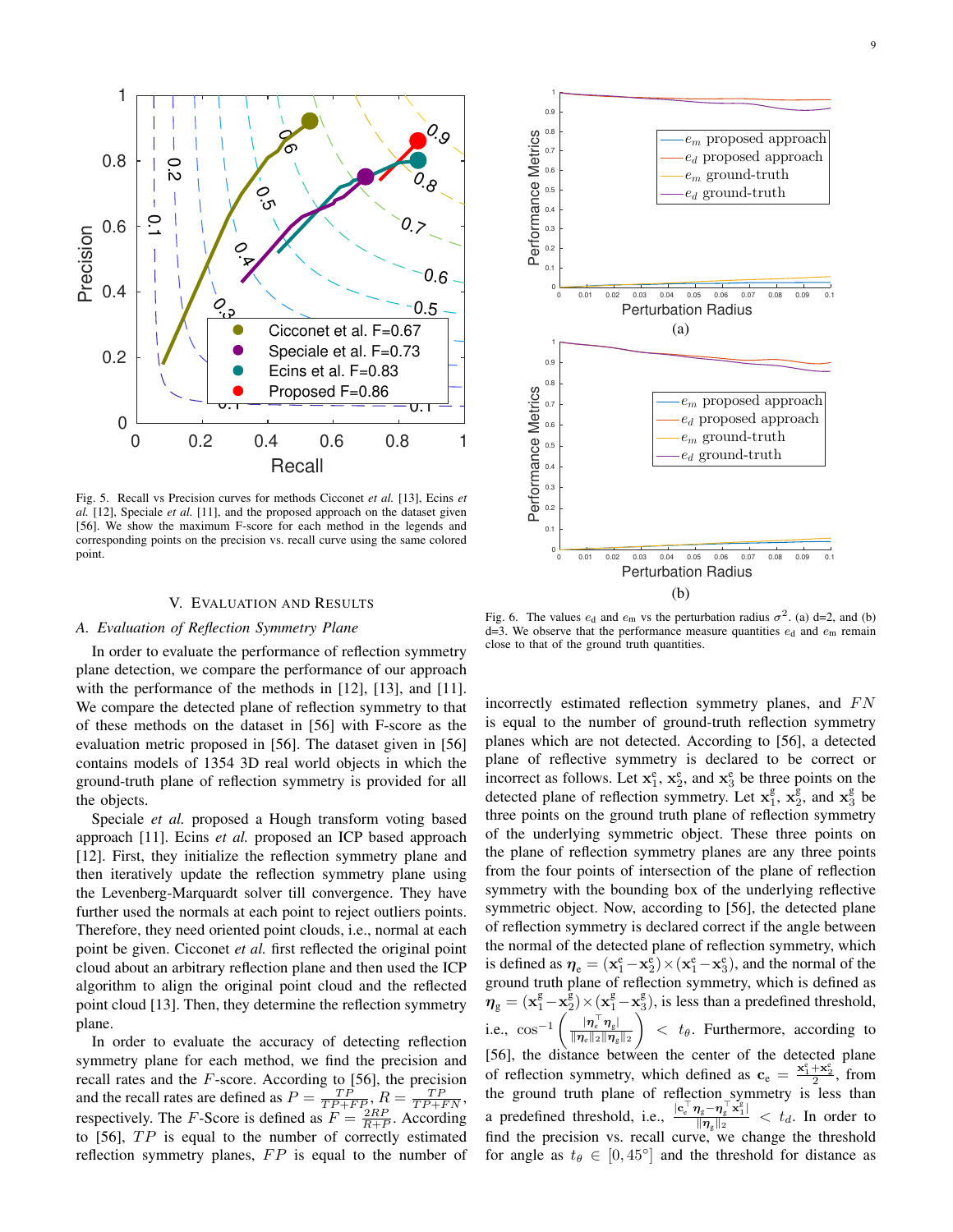Fig. 5. Recall vs Precision curves for methods Cicconet *et al.* [13], Ecins *et al.* [12], Speciale *et al.* [11], and the proposed approach on the dataset given [56]. We show the maximum F-score for each method in the legends and corresponding points on the precision vs. recall curve using the same colored point.

Fig. 6. The values $e_{\mathrm{d}}$ and $e_{\mathrm{m}}$ vs the perturbation radius $\sigma^2$. (a) d=2, and (b) d=3. We observe that the performance measure quantities $e_{\mathrm{d}}$ and $e_{\mathrm{m}}$ remain close to that of the ground truth quantities.

## V. Evaluation and Results

### A. Evaluation of Reflection Symmetry Plane

In order to evaluate the performance of reflection symmetry plane detection, we compare the performance of our approach with the performance of the methods in [12], [13], and [11]. We compare the detected plane of reflection symmetry to that of these methods on the dataset in [56] with F-score as the evaluation metric proposed in [56]. The dataset given in [56] contains models of 1354 3D real world objects in which the ground-truth plane of reflection symmetry is provided for all the objects.

Speciale *et al.* proposed a Hough transform voting based approach [11]. Ecins *et al.* proposed an ICP based approach [12]. First, they initialize the reflection symmetry plane and then iteratively update the reflection symmetry plane using the Levenberg-Marquardt solver till convergence. They have further used the normals at each point to reject outliers points. Therefore, they need oriented point clouds, i.e., normal at each point be given. Cicconet *et al.* first reflected the original point cloud about an arbitrary reflection plane and then used the ICP algorithm to align the original point cloud and the reflected point cloud [13]. Then, they determine the reflection symmetry plane.

In order to evaluate the accuracy of detecting reflection symmetry plane for each method, we find the precision and recall rates and the $F$-score. According to [56], the precision and the recall rates are defined as $P = \frac{TP}{TP+FP}$, $R = \frac{TP}{TP+FN}$, respectively. The $F$-Score is defined as $F = \frac{2RP}{R+P}$. According to [56], $TP$ is equal to the number of correctly estimated reflection symmetry planes, $FP$ is equal to the number of incorrectly estimated reflection symmetry planes, and $FN$ is equal to the number of ground-truth reflection symmetry planes which are not detected. According to [56], a detected plane of reflective symmetry is declared to be correct or incorrect as follows. Let $\mathbf{x}_1^{\mathrm{e}}$, $\mathbf{x}_2^{\mathrm{e}}$, and $\mathbf{x}_3^{\mathrm{e}}$ be three points on the detected plane of reflection symmetry. Let $\mathbf{x}_1^{\mathrm{g}}$, $\mathbf{x}_2^{\mathrm{g}}$, and $\mathbf{x}_3^{\mathrm{g}}$ be three points on the ground truth plane of reflection symmetry of the underlying symmetric object. These three points on the plane of reflection symmetry planes are any three points from the four points of intersection of the plane of reflection symmetry with the bounding box of the underlying reflective symmetric object. Now, according to [56], the detected plane of reflection symmetry is declared correct if the angle between the normal of the detected plane of reflection symmetry, which is defined as $\boldsymbol{\eta}_{\mathrm{e}} = (\mathbf{x}_1^{\mathrm{e}} - \mathbf{x}_2^{\mathrm{e}}) \times (\mathbf{x}_1^{\mathrm{e}} - \mathbf{x}_3^{\mathrm{e}})$, and the normal of the ground truth plane of reflection symmetry, which is defined as $\boldsymbol{\eta}_{\mathrm{g}} = (\mathbf{x}_1^{\mathrm{g}} - \mathbf{x}_2^{\mathrm{g}}) \times (\mathbf{x}_1^{\mathrm{g}} - \mathbf{x}_3^{\mathrm{g}})$, is less than a predefined threshold, i.e., $\cos^{-1}\left(\frac{|\boldsymbol{\eta}_{\mathrm{e}}^\top \boldsymbol{\eta}_{\mathrm{g}}|}{\|\boldsymbol{\eta}_{\mathrm{e}}\|_2 \|\boldsymbol{\eta}_{\mathrm{g}}\|_2}\right) < t_\theta$. Furthermore, according to [56], the distance between the center of the detected plane of reflection symmetry, which defined as $\mathbf{c}_{\mathrm{e}} = \frac{\mathbf{x}_1^{\mathrm{e}} + \mathbf{x}_2^{\mathrm{e}}}{2}$, from the ground truth plane of reflection symmetry is less than a predefined threshold, i.e., $\frac{|\mathbf{c}_{\mathrm{e}}^\top \boldsymbol{\eta}_{\mathrm{g}} - \boldsymbol{\eta}_{\mathrm{g}}^\top \mathbf{x}_1^{\mathrm{g}}|}{\|\boldsymbol{\eta}_{\mathrm{g}}\|_2} < t_d$. In order to find the precision vs. recall curve, we change the threshold for angle as $t_\theta \in [0, 45°]$ and the threshold for distance as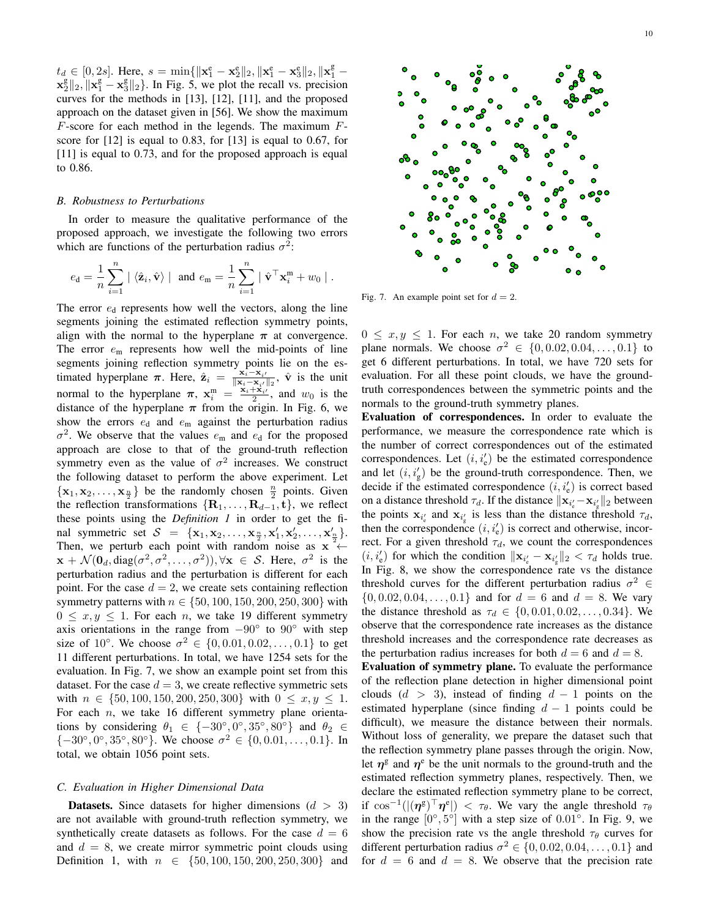$t_d \in [0, 2s]$. Here, $s = \min\{\|\mathbf{x}_1^{\text{e}} - \mathbf{x}_2^{\text{e}}\|_2, \|\mathbf{x}_1^{\text{e}} - \mathbf{x}_3^{\text{e}}\|_2, \|\mathbf{x}_1^{\text{g}} - \mathbf{x}_2^{\text{g}}\|_2, \|\mathbf{x}_1^{\text{g}} - \mathbf{x}_3^{\text{g}}\|_2\}$. In Fig. 5, we plot the recall vs. precision curves for the methods in [13], [12], [11], and the proposed approach on the dataset given in [56]. We show the maximum $F$-score for each method in the legends. The maximum $F$-score for [12] is equal to 0.83, for [13] is equal to 0.67, for [11] is equal to 0.73, and for the proposed approach is equal to 0.86.

### B. Robustness to Perturbations

In order to measure the qualitative performance of the proposed approach, we investigate the following two errors which are functions of the perturbation radius $\sigma^2$:

$$e_{\text{d}} = \frac{1}{n}\sum_{i=1}^{n} \mid \langle \hat{\mathbf{z}}_i, \hat{\mathbf{v}} \rangle \mid \text{ and } e_{\text{m}} = \frac{1}{n}\sum_{i=1}^{n} \mid \hat{\mathbf{v}}^\top \mathbf{x}_i^{\text{m}} + w_0 \mid .$$

The error $e_{\text{d}}$ represents how well the vectors, along the line segments joining the estimated reflection symmetry points, align with the normal to the hyperplane $\boldsymbol{\pi}$ at convergence. The error $e_{\text{m}}$ represents how well the mid-points of line segments joining reflection symmetry points lie on the estimated hyperplane $\boldsymbol{\pi}$. Here, $\hat{\mathbf{z}}_i = \frac{\mathbf{x}_i - \mathbf{x}_{i'}}{\|\mathbf{x}_i - \mathbf{x}_{i'}\|_2}$, $\hat{\mathbf{v}}$ is the unit normal to the hyperplane $\boldsymbol{\pi}$, $\mathbf{x}_i^{\text{m}} = \frac{\mathbf{x}_i + \mathbf{x}_{i'}}{2}$, and $w_0$ is the distance of the hyperplane $\boldsymbol{\pi}$ from the origin. In Fig. 6, we show the errors $e_{\text{d}}$ and $e_{\text{m}}$ against the perturbation radius $\sigma^2$. We observe that the values $e_{\text{m}}$ and $e_{\text{d}}$ for the proposed approach are close to that of the ground-truth reflection symmetry even as the value of $\sigma^2$ increases. We construct the following dataset to perform the above experiment. Let $\{\mathbf{x}_1, \mathbf{x}_2, \ldots, \mathbf{x}_{\frac{n}{2}}\}$ be the randomly chosen $\frac{n}{2}$ points. Given the reflection transformations $\{\mathbf{R}_1, \ldots, \mathbf{R}_{d-1}, \mathbf{t}\}$, we reflect these points using the *Definition 1* in order to get the final symmetric set $\mathcal{S} = \{\mathbf{x}_1, \mathbf{x}_2, \ldots, \mathbf{x}_{\frac{n}{2}}, \mathbf{x}'_1, \mathbf{x}'_2, \ldots, \mathbf{x}'_{\frac{n}{2}}\}$. Then, we perturb each point with random noise as $\mathbf{x} \leftarrow \mathbf{x} + \mathcal{N}(\mathbf{0}_d, \text{diag}(\sigma^2, \sigma^2, \ldots, \sigma^2)), \forall \mathbf{x} \in \mathcal{S}$. Here, $\sigma^2$ is the perturbation radius and the perturbation is different for each point. For the case $d = 2$, we create sets containing reflection symmetry patterns with $n \in \{50, 100, 150, 200, 250, 300\}$ with $0 \leq x, y \leq 1$. For each $n$, we take 19 different symmetry axis orientations in the range from $-90^\circ$ to $90^\circ$ with step size of $10^\circ$. We choose $\sigma^2 \in \{0, 0.01, 0.02, \ldots, 0.1\}$ to get 11 different perturbations. In total, we have 1254 sets for the evaluation. In Fig. 7, we show an example point set from this dataset. For the case $d = 3$, we create reflective symmetric sets with $n \in \{50, 100, 150, 200, 250, 300\}$ with $0 \leq x, y \leq 1$. For each $n$, we take 16 different symmetry plane orientations by considering $\theta_1 \in \{-30^\circ, 0^\circ, 35^\circ, 80^\circ\}$ and $\theta_2 \in \{-30^\circ, 0^\circ, 35^\circ, 80^\circ\}$. We choose $\sigma^2 \in \{0, 0.01, \ldots, 0.1\}$. In total, we obtain 1056 point sets.

### C. Evaluation in Higher Dimensional Data

**Datasets.** Since datasets for higher dimensions ($d > 3$) are not available with ground-truth reflection symmetry, we synthetically create datasets as follows. For the case $d = 6$ and $d = 8$, we create mirror symmetric point clouds using Definition 1, with $n \in \{50, 100, 150, 200, 250, 300\}$ and $0 \leq x, y \leq 1$. For each $n$, we take 20 random symmetry plane normals. We choose $\sigma^2 \in \{0, 0.02, 0.04, \ldots, 0.1\}$ to get 6 different perturbations. In total, we have 720 sets for evaluation. For all these point clouds, we have the ground-truth correspondences between the symmetric points and the normals to the ground-truth symmetry planes.

Fig. 7. An example point set for $d = 2$.

**Evaluation of correspondences.** In order to evaluate the performance, we measure the correspondence rate which is the number of correct correspondences out of the estimated correspondences. Let $(i, i'_{\text{e}})$ be the estimated correspondence and let $(i, i'_{\text{g}})$ be the ground-truth correspondence. Then, we decide if the estimated correspondence $(i, i'_{\text{e}})$ is correct based on a distance threshold $\tau_d$. If the distance $\|\mathbf{x}_{i'_{\text{e}}} - \mathbf{x}_{i'_{\text{g}}}\|_2$ between the points $\mathbf{x}_{i'_{\text{e}}}$ and $\mathbf{x}_{i'_{\text{g}}}$ is less than the distance threshold $\tau_d$, then the correspondence $(i, i'_{\text{e}})$ is correct and otherwise, incorrect. For a given threshold $\tau_d$, we count the correspondences $(i, i'_{\text{e}})$ for which the condition $\|\mathbf{x}_{i'_{\text{e}}} - \mathbf{x}_{i'_{\text{g}}}\|_2 < \tau_d$ holds true. In Fig. 8, we show the correspondence rate vs the distance threshold curves for the different perturbation radius $\sigma^2 \in \{0, 0.02, 0.04, \ldots, 0.1\}$ and for $d = 6$ and $d = 8$. We vary the distance threshold as $\tau_d \in \{0, 0.01, 0.02, \ldots, 0.34\}$. We observe that the correspondence rate increases as the distance threshold increases and the correspondence rate decreases as the perturbation radius increases for both $d = 6$ and $d = 8$.

**Evaluation of symmetry plane.** To evaluate the performance of the reflection plane detection in higher dimensional point clouds ($d > 3$), instead of finding $d - 1$ points on the estimated hyperplane (since finding $d - 1$ points could be difficult), we measure the distance between their normals. Without loss of generality, we prepare the dataset such that the reflection symmetry plane passes through the origin. Now, let $\boldsymbol{\eta}^{\text{g}}$ and $\boldsymbol{\eta}^{\text{e}}$ be the unit normals to the ground-truth and the estimated reflection symmetry planes, respectively. Then, we declare the estimated reflection symmetry plane to be correct, if $\cos^{-1}(|(\boldsymbol{\eta}^{\text{g}})^\top \boldsymbol{\eta}^{\text{e}}|) < \tau_\theta$. We vary the angle threshold $\tau_\theta$ in the range $[0^\circ, 5^\circ]$ with a step size of $0.01^\circ$. In Fig. 9, we show the precision rate vs the angle threshold $\tau_\theta$ curves for different perturbation radius $\sigma^2 \in \{0, 0.02, 0.04, \ldots, 0.1\}$ and for $d = 6$ and $d = 8$. We observe that the precision rate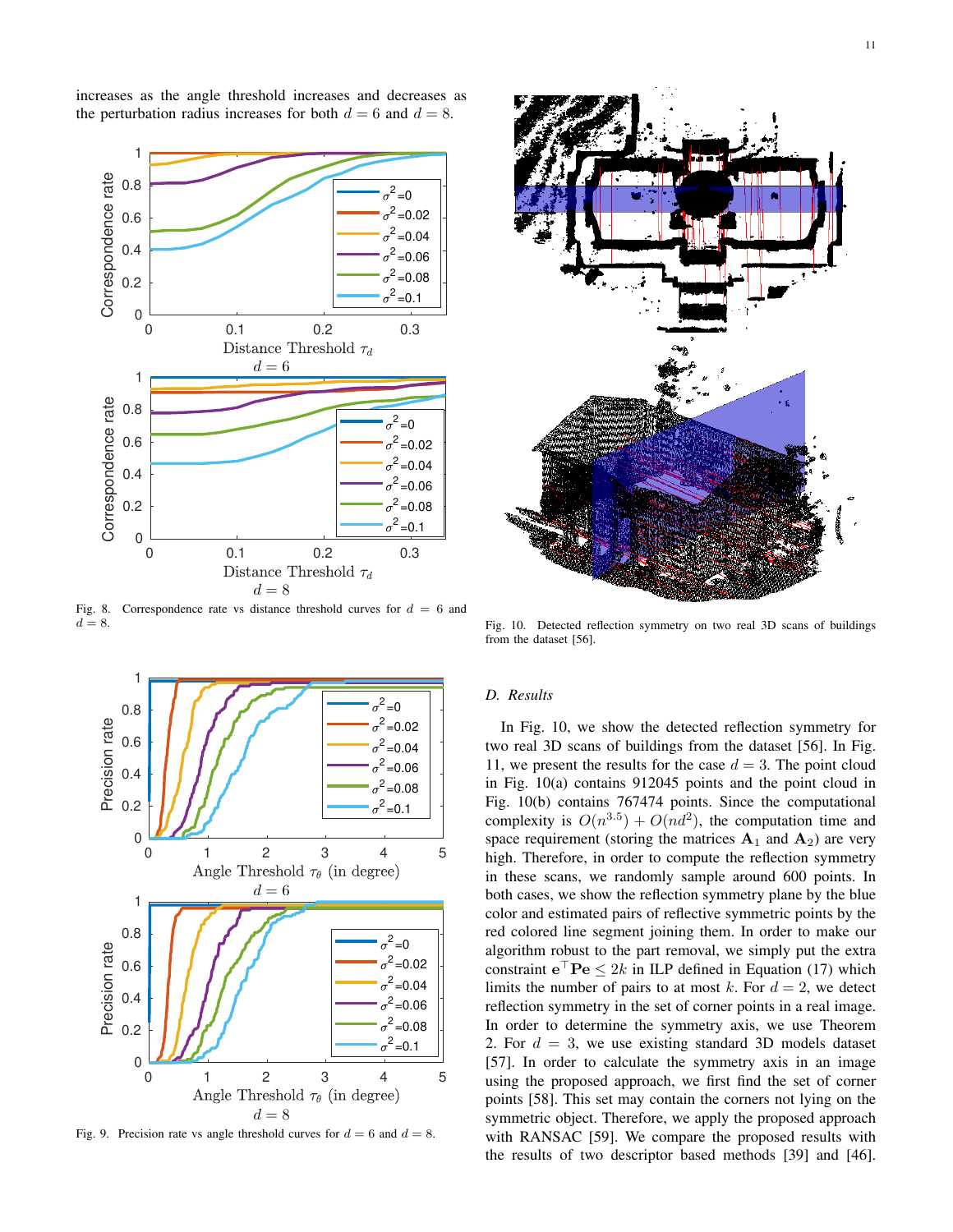increases as the angle threshold increases and decreases as the perturbation radius increases for both $d = 6$ and $d = 8$.

Fig. 8. Correspondence rate vs distance threshold curves for $d = 6$ and $d = 8$.

Fig. 9. Precision rate vs angle threshold curves for $d = 6$ and $d = 8$.

Fig. 10. Detected reflection symmetry on two real 3D scans of buildings from the dataset [56].

### D. Results

In Fig. 10, we show the detected reflection symmetry for two real 3D scans of buildings from the dataset [56]. In Fig. 11, we present the results for the case $d = 3$. The point cloud in Fig. 10(a) contains 912045 points and the point cloud in Fig. 10(b) contains 767474 points. Since the computational complexity is $O(n^{3.5}) + O(nd^2)$, the computation time and space requirement (storing the matrices $\mathbf{A}_1$ and $\mathbf{A}_2$) are very high. Therefore, in order to compute the reflection symmetry in these scans, we randomly sample around 600 points. In both cases, we show the reflection symmetry plane by the blue color and estimated pairs of reflective symmetric points by the red colored line segment joining them. In order to make our algorithm robust to the part removal, we simply put the extra constraint $\mathbf{e}^\top \mathbf{P} \mathbf{e} \leq 2k$ in ILP defined in Equation (17) which limits the number of pairs to at most $k$. For $d = 2$, we detect reflection symmetry in the set of corner points in a real image. In order to determine the symmetry axis, we use Theorem 2. For $d = 3$, we use existing standard 3D models dataset [57]. In order to calculate the symmetry axis in an image using the proposed approach, we first find the set of corner points [58]. This set may contain the corners not lying on the symmetric object. Therefore, we apply the proposed approach with RANSAC [59]. We compare the proposed results with the results of two descriptor based methods [39] and [46].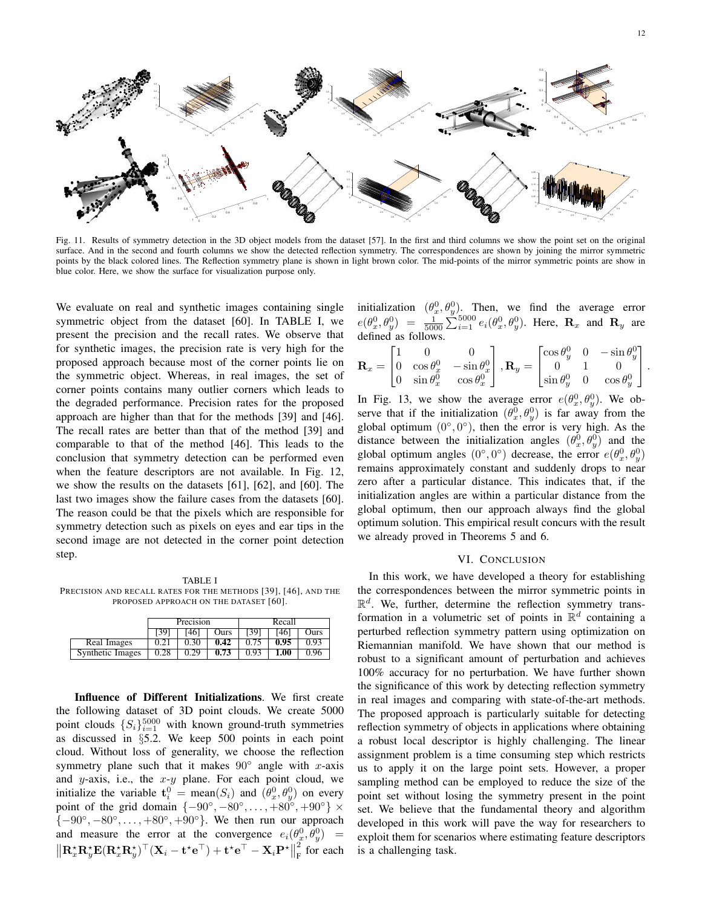Fig. 11. Results of symmetry detection in the 3D object models from the dataset [57]. In the first and third columns we show the point set on the original surface. And in the second and fourth columns we show the detected reflection symmetry. The correspondences are shown by joining the mirror symmetric points by the black colored lines. The Reflection symmetry plane is shown in light brown color. The mid-points of the mirror symmetric points are show in blue color. Here, we show the surface for visualization purpose only.

We evaluate on real and synthetic images containing single symmetric object from the dataset [60]. In TABLE I, we present the precision and the recall rates. We observe that for synthetic images, the precision rate is very high for the proposed approach because most of the corner points lie on the symmetric object. Whereas, in real images, the set of corner points contains many outlier corners which leads to the degraded performance. Precision rates for the proposed approach are higher than that for the methods [39] and [46]. The recall rates are better than that of the method [39] and comparable to that of the method [46]. This leads to the conclusion that symmetry detection can be performed even when the feature descriptors are not available. In Fig. 12, we show the results on the datasets [61], [62], and [60]. The last two images show the failure cases from the datasets [60]. The reason could be that the pixels which are responsible for symmetry detection such as pixels on eyes and ear tips in the second image are not detected in the corner point detection step.

TABLE I
PRECISION AND RECALL RATES FOR THE METHODS [39], [46], AND THE PROPOSED APPROACH ON THE DATASET [60].

| | Precision | | | Recall | | |
|---|---|---|---|---|---|---|
| | [39] | [46] | Ours | [39] | [46] | Ours |
| Real Images | 0.21 | 0.30 | **0.42** | 0.75 | **0.95** | 0.93 |
| Synthetic Images | 0.28 | 0.29 | **0.73** | 0.93 | **1.00** | 0.96 |

**Influence of Different Initializations**. We first create the following dataset of 3D point clouds. We create 5000 point clouds $\{S_i\}_{i=1}^{5000}$ with known ground-truth symmetries as discussed in §5.2. We keep 500 points in each point cloud. Without loss of generality, we choose the reflection symmetry plane such that it makes $90^\circ$ angle with $x$-axis and $y$-axis, i.e., the $x$-$y$ plane. For each point cloud, we initialize the variable $\mathbf{t}_i^0 = \text{mean}(S_i)$ and $(\theta_x^0, \theta_y^0)$ on every point of the grid domain $\{-90^\circ, -80^\circ, \ldots, +80^\circ, +90^\circ\} \times \{-90^\circ, -80^\circ, \ldots, +80^\circ, +90^\circ\}$. We then run our approach and measure the error at the convergence $e_i(\theta_x^0, \theta_y^0) = \left\|\mathbf{R}_x^\star \mathbf{R}_y^\star \mathbf{E}(\mathbf{R}_x^\star \mathbf{R}_y^\star)^\top(\mathbf{X}_i - \mathbf{t}^\star \mathbf{e}^\top) + \mathbf{t}^\star \mathbf{e}^\top - \mathbf{X}_i \mathbf{P}^\star\right\|_\text{F}^2$ for each initialization $(\theta_x^0, \theta_y^0)$. Then, we find the average error $e(\theta_x^0, \theta_y^0) = \frac{1}{5000}\sum_{i=1}^{5000} e_i(\theta_x^0, \theta_y^0)$. Here, $\mathbf{R}_x$ and $\mathbf{R}_y$ are defined as follows.

$$\mathbf{R}_x = \begin{bmatrix} 1 & 0 & 0 \\ 0 & \cos\theta_x^0 & -\sin\theta_x^0 \\ 0 & \sin\theta_x^0 & \cos\theta_x^0 \end{bmatrix}, \mathbf{R}_y = \begin{bmatrix} \cos\theta_y^0 & 0 & -\sin\theta_y^0 \\ 0 & 1 & 0 \\ \sin\theta_y^0 & 0 & \cos\theta_y^0 \end{bmatrix}.$$

In Fig. 13, we show the average error $e(\theta_x^0, \theta_y^0)$. We observe that if the initialization $(\theta_x^0, \theta_y^0)$ is far away from the global optimum $(0^\circ, 0^\circ)$, then the error is very high. As the distance between the initialization angles $(\theta_x^0, \theta_y^0)$ and the global optimum angles $(0^\circ, 0^\circ)$ decrease, the error $e(\theta_x^0, \theta_y^0)$ remains approximately constant and suddenly drops to near zero after a particular distance. This indicates that, if the initialization angles are within a particular distance from the global optimum, then our approach always find the global optimum solution. This empirical result concurs with the result we already proved in Theorems 5 and 6.

## VI. Conclusion

In this work, we have developed a theory for establishing the correspondences between the mirror symmetric points in $\mathbb{R}^d$. We, further, determine the reflection symmetry transformation in a volumetric set of points in $\mathbb{R}^d$ containing a perturbed reflection symmetry pattern using optimization on Riemannian manifold. We have shown that our method is robust to a significant amount of perturbation and achieves 100% accuracy for no perturbation. We have further shown the significance of this work by detecting reflection symmetry in real images and comparing with state-of-the-art methods. The proposed approach is particularly suitable for detecting reflection symmetry of objects in applications where obtaining a robust local descriptor is highly challenging. The linear assignment problem is a time consuming step which restricts us to apply it on the large point sets. However, a proper sampling method can be employed to reduce the size of the point set without losing the symmetry present in the point set. We believe that the fundamental theory and algorithm developed in this work will pave the way for researchers to exploit them for scenarios where estimating feature descriptors is a challenging task.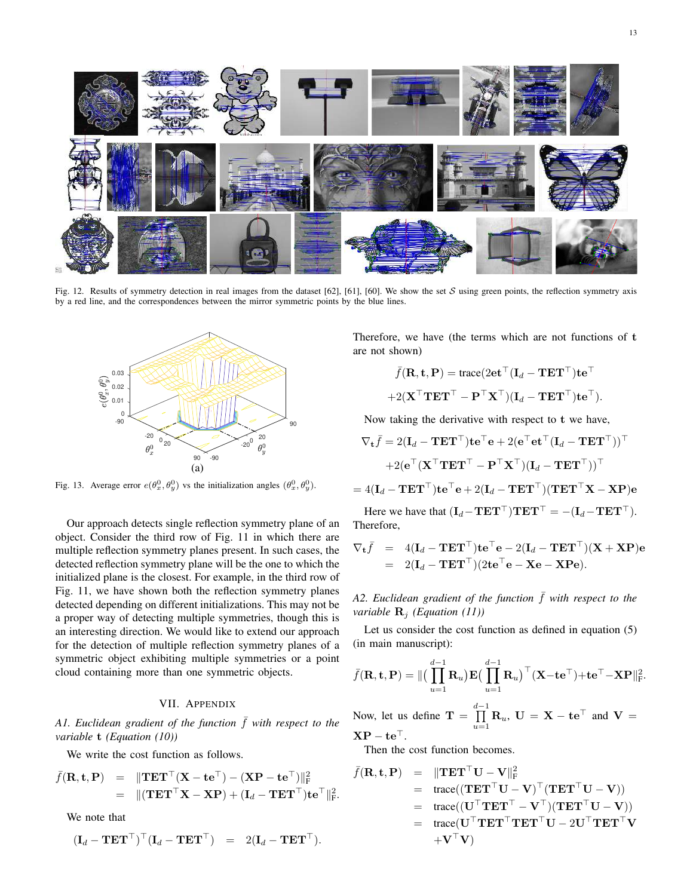Fig. 12. Results of symmetry detection in real images from the dataset [62], [61], [60]. We show the set $\mathcal{S}$ using green points, the reflection symmetry axis by a red line, and the correspondences between the mirror symmetric points by the blue lines.

Fig. 13. Average error $e(\theta_x^0, \theta_y^0)$ vs the initialization angles $(\theta_x^0, \theta_y^0)$.

Our approach detects single reflection symmetry plane of an object. Consider the third row of Fig. 11 in which there are multiple reflection symmetry planes present. In such cases, the detected reflection symmetry plane will be the one to which the initialized plane is the closest. For example, in the third row of Fig. 11, we have shown both the reflection symmetry planes detected depending on different initializations. This may not be a proper way of detecting multiple symmetries, though this is an interesting direction. We would like to extend our approach for the detection of multiple reflection symmetry planes of a symmetric object exhibiting multiple symmetries or a point cloud containing more than one symmetric objects.

## VII. Appendix

### A1. Euclidean gradient of the function $\bar{f}$ with respect to the variable $\mathbf{t}$ (Equation (10))

We write the cost function as follows.

$$
\begin{aligned}
\bar{f}(\mathbf{R}, \mathbf{t}, \mathbf{P}) &= \|\mathbf{TET}^\top(\mathbf{X} - \mathbf{te}^\top) - (\mathbf{XP} - \mathbf{te}^\top)\|_\text{F}^2 \\
&= \|(\mathbf{TET}^\top\mathbf{X} - \mathbf{XP}) + (\mathbf{I}_d - \mathbf{TET}^\top)\mathbf{te}^\top\|_\text{F}^2.
\end{aligned}
$$

We note that

$$
(\mathbf{I}_d - \mathbf{TET}^\top)^\top(\mathbf{I}_d - \mathbf{TET}^\top) = 2(\mathbf{I}_d - \mathbf{TET}^\top).
$$

Therefore, we have (the terms which are not functions of $\mathbf{t}$ are not shown)

$$
\bar{f}(\mathbf{R}, \mathbf{t}, \mathbf{P}) = \text{trace}(2\mathbf{et}^\top(\mathbf{I}_d - \mathbf{TET}^\top)\mathbf{te}^\top
$$

$$
+2(\mathbf{X}^\top\mathbf{TET}^\top - \mathbf{P}^\top\mathbf{X}^\top)(\mathbf{I}_d - \mathbf{TET}^\top)\mathbf{te}^\top).
$$

Now taking the derivative with respect to $\mathbf{t}$ we have,

$$
\nabla_\mathbf{t}\bar{f} = 2(\mathbf{I}_d - \mathbf{TET}^\top)\mathbf{te}^\top\mathbf{e} + 2(\mathbf{e}^\top\mathbf{et}^\top(\mathbf{I}_d - \mathbf{TET}^\top))^\top
$$

$$
+2(\mathbf{e}^\top(\mathbf{X}^\top\mathbf{TET}^\top - \mathbf{P}^\top\mathbf{X}^\top)(\mathbf{I}_d - \mathbf{TET}^\top))^\top
$$

$$
= 4(\mathbf{I}_d - \mathbf{TET}^\top)\mathbf{te}^\top\mathbf{e} + 2(\mathbf{I}_d - \mathbf{TET}^\top)(\mathbf{TET}^\top\mathbf{X} - \mathbf{XP})\mathbf{e}
$$

Here we have that $(\mathbf{I}_d - \mathbf{TET}^\top)\mathbf{TET}^\top = -(\mathbf{I}_d - \mathbf{TET}^\top)$. Therefore,

$$
\begin{aligned}
\nabla_\mathbf{t}\bar{f} &= 4(\mathbf{I}_d - \mathbf{TET}^\top)\mathbf{te}^\top\mathbf{e} - 2(\mathbf{I}_d - \mathbf{TET}^\top)(\mathbf{X} + \mathbf{XP})\mathbf{e} \\
&= 2(\mathbf{I}_d - \mathbf{TET}^\top)(2\mathbf{te}^\top\mathbf{e} - \mathbf{Xe} - \mathbf{XPe}).
\end{aligned}
$$

### A2. Euclidean gradient of the function $\bar{f}$ with respect to the variable $\mathbf{R}_j$ (Equation (11))

Let us consider the cost function as defined in equation (5) (in main manuscript):

$$
\bar{f}(\mathbf{R}, \mathbf{t}, \mathbf{P}) = \|(\prod_{u=1}^{d-1}\mathbf{R}_u)\mathbf{E}(\prod_{u=1}^{d-1}\mathbf{R}_u)^\top(\mathbf{X} - \mathbf{te}^\top) + \mathbf{te}^\top - \mathbf{XP}\|_\text{F}^2.
$$

Now, let us define $\mathbf{T} = \prod_{u=1}^{d-1}\mathbf{R}_u$, $\mathbf{U} = \mathbf{X} - \mathbf{te}^\top$ and $\mathbf{V} = \mathbf{XP} - \mathbf{te}^\top$.

Then the cost function becomes.

$$
\begin{aligned}
\bar{f}(\mathbf{R}, \mathbf{t}, \mathbf{P}) &= \|\mathbf{TET}^\top\mathbf{U} - \mathbf{V}\|_\text{F}^2 \\
&= \text{trace}((\mathbf{TET}^\top\mathbf{U} - \mathbf{V})^\top(\mathbf{TET}^\top\mathbf{U} - \mathbf{V})) \\
&= \text{trace}((\mathbf{U}^\top\mathbf{TET}^\top - \mathbf{V}^\top)(\mathbf{TET}^\top\mathbf{U} - \mathbf{V})) \\
&= \text{trace}(\mathbf{U}^\top\mathbf{TET}^\top\mathbf{TET}^\top\mathbf{U} - 2\mathbf{U}^\top\mathbf{TET}^\top\mathbf{V} \\
&\quad +\mathbf{V}^\top\mathbf{V})
\end{aligned}
$$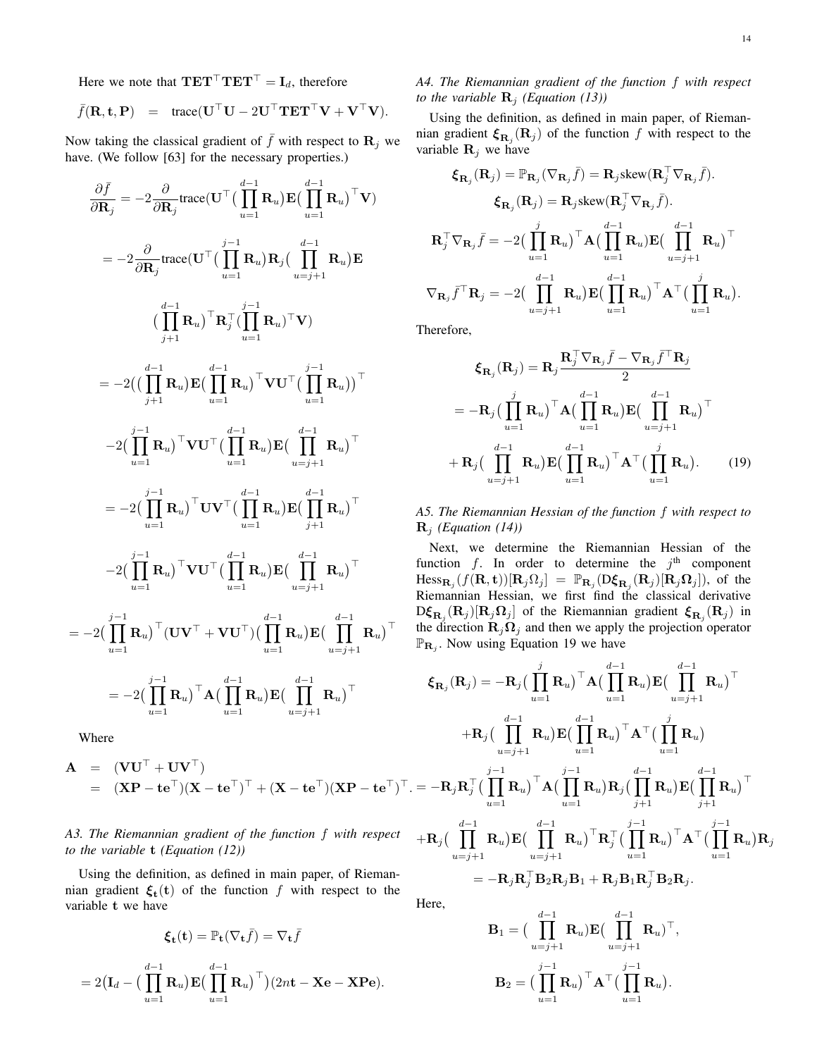Here we note that $\mathbf{TET}^\top\mathbf{TET}^\top = \mathbf{I}_d$, therefore

$$\bar{f}(\mathbf{R}, \mathbf{t}, \mathbf{P}) \quad = \quad \text{trace}(\mathbf{U}^\top\mathbf{U} - 2\mathbf{U}^\top\mathbf{TET}^\top\mathbf{V} + \mathbf{V}^\top\mathbf{V}).$$

Now taking the classical gradient of $\bar{f}$ with respect to $\mathbf{R}_j$ we have. (We follow [63] for the necessary properties.)

$$\frac{\partial \bar{f}}{\partial \mathbf{R}_j} = -2\frac{\partial}{\partial \mathbf{R}_j}\text{trace}(\mathbf{U}^\top\big(\prod_{u=1}^{d-1}\mathbf{R}_u\big)\mathbf{E}\big(\prod_{u=1}^{d-1}\mathbf{R}_u\big)^\top\mathbf{V})$$

$$= -2\frac{\partial}{\partial \mathbf{R}_j}\text{trace}(\mathbf{U}^\top\big(\prod_{u=1}^{j-1}\mathbf{R}_u\big)\mathbf{R}_j\big(\prod_{u=j+1}^{d-1}\mathbf{R}_u\big)\mathbf{E}$$

$$\big(\prod_{j+1}^{d-1}\mathbf{R}_u\big)^\top\mathbf{R}_j^\top\big(\prod_{u=1}^{j-1}\mathbf{R}_u\big)^\top\mathbf{V})$$

$$= -2\Big(\big(\prod_{j+1}^{d-1}\mathbf{R}_u\big)\mathbf{E}\big(\prod_{u=1}^{d-1}\mathbf{R}_u\big)^\top\mathbf{V}\mathbf{U}^\top\big(\prod_{u=1}^{j-1}\mathbf{R}_u\big)\Big)^\top$$

$$-2\big(\prod_{u=1}^{j-1}\mathbf{R}_u\big)^\top\mathbf{V}\mathbf{U}^\top\big(\prod_{u=1}^{d-1}\mathbf{R}_u\big)\mathbf{E}\big(\prod_{u=j+1}^{d-1}\mathbf{R}_u\big)^\top$$

$$= -2\big(\prod_{u=1}^{j-1}\mathbf{R}_u\big)^\top\mathbf{U}\mathbf{V}^\top\big(\prod_{u=1}^{d-1}\mathbf{R}_u\big)\mathbf{E}\big(\prod_{j+1}^{d-1}\mathbf{R}_u\big)^\top$$

$$-2\big(\prod_{u=1}^{j-1}\mathbf{R}_u\big)^\top\mathbf{V}\mathbf{U}^\top\big(\prod_{u=1}^{d-1}\mathbf{R}_u\big)\mathbf{E}\big(\prod_{u=j+1}^{d-1}\mathbf{R}_u\big)^\top$$

$$= -2\big(\prod_{u=1}^{j-1}\mathbf{R}_u\big)^\top(\mathbf{U}\mathbf{V}^\top + \mathbf{V}\mathbf{U}^\top)\big(\prod_{u=1}^{d-1}\mathbf{R}_u\big)\mathbf{E}\big(\prod_{u=j+1}^{d-1}\mathbf{R}_u\big)^\top$$

$$= -2\big(\prod_{u=1}^{j-1}\mathbf{R}_u\big)^\top\mathbf{A}\big(\prod_{u=1}^{d-1}\mathbf{R}_u\big)\mathbf{E}\big(\prod_{u=j+1}^{d-1}\mathbf{R}_u\big)^\top$$

Where

$$\begin{aligned}\mathbf{A} &= (\mathbf{V}\mathbf{U}^\top + \mathbf{U}\mathbf{V}^\top)\\ &= (\mathbf{XP} - \mathbf{t}\mathbf{e}^\top)(\mathbf{X} - \mathbf{t}\mathbf{e}^\top)^\top + (\mathbf{X} - \mathbf{t}\mathbf{e}^\top)(\mathbf{XP} - \mathbf{t}\mathbf{e}^\top)^\top.\end{aligned}$$

### *A3. The Riemannian gradient of the function f with respect to the variable* $\mathbf{t}$ *(Equation (12))*

Using the definition, as defined in main paper, of Riemannian gradient $\boldsymbol{\xi}_{\mathbf{t}}(\mathbf{t})$ of the function $f$ with respect to the variable $\mathbf{t}$ we have

$$\boldsymbol{\xi}_{\mathbf{t}}(\mathbf{t}) = \mathbb{P}_{\mathbf{t}}(\nabla_{\mathbf{t}}\bar{f}) = \nabla_{\mathbf{t}}\bar{f}$$

$$= 2\big(\mathbf{I}_d - \big(\prod_{u=1}^{d-1}\mathbf{R}_u\big)\mathbf{E}\big(\prod_{u=1}^{d-1}\mathbf{R}_u\big)^\top\big)(2n\mathbf{t} - \mathbf{X}\mathbf{e} - \mathbf{XP}\mathbf{e}).$$

### *A4. The Riemannian gradient of the function f with respect to the variable* $\mathbf{R}_j$ *(Equation (13))*

Using the definition, as defined in main paper, of Riemannian gradient $\boldsymbol{\xi}_{\mathbf{R}_j}(\mathbf{R}_j)$ of the function $f$ with respect to the variable $\mathbf{R}_j$ we have

$$\boldsymbol{\xi}_{\mathbf{R}_j}(\mathbf{R}_j) = \mathbb{P}_{\mathbf{R}_j}(\nabla_{\mathbf{R}_j}\bar{f}) = \mathbf{R}_j\text{skew}(\mathbf{R}_j^\top\nabla_{\mathbf{R}_j}\bar{f}).$$

$$\boldsymbol{\xi}_{\mathbf{R}_j}(\mathbf{R}_j) = \mathbf{R}_j\text{skew}(\mathbf{R}_j^\top\nabla_{\mathbf{R}_j}\bar{f}).$$

$$\mathbf{R}_j^\top\nabla_{\mathbf{R}_j}\bar{f} = -2\big(\prod_{u=1}^{j}\mathbf{R}_u\big)^\top\mathbf{A}\big(\prod_{u=1}^{d-1}\mathbf{R}_u\big)\mathbf{E}\big(\prod_{u=j+1}^{d-1}\mathbf{R}_u\big)^\top$$

$$\nabla_{\mathbf{R}_j}\bar{f}^\top\mathbf{R}_j = -2\big(\prod_{u=j+1}^{d-1}\mathbf{R}_u\big)\mathbf{E}\big(\prod_{u=1}^{d-1}\mathbf{R}_u\big)^\top\mathbf{A}^\top\big(\prod_{u=1}^{j}\mathbf{R}_u\big).$$

Therefore,

$$\begin{aligned}\boldsymbol{\xi}_{\mathbf{R}_j}(\mathbf{R}_j) &= \mathbf{R}_j\frac{\mathbf{R}_j^\top\nabla_{\mathbf{R}_j}\bar{f} - \nabla_{\mathbf{R}_j}\bar{f}^\top\mathbf{R}_j}{2}\\ &= -\mathbf{R}_j\big(\prod_{u=1}^{j}\mathbf{R}_u\big)^\top\mathbf{A}\big(\prod_{u=1}^{d-1}\mathbf{R}_u\big)\mathbf{E}\big(\prod_{u=j+1}^{d-1}\mathbf{R}_u\big)^\top\\ &\quad + \mathbf{R}_j\big(\prod_{u=j+1}^{d-1}\mathbf{R}_u\big)\mathbf{E}\big(\prod_{u=1}^{d-1}\mathbf{R}_u\big)^\top\mathbf{A}^\top\big(\prod_{u=1}^{j}\mathbf{R}_u\big).\end{aligned} \tag{19}$$

### *A5. The Riemannian Hessian of the function f with respect to* $\mathbf{R}_j$ *(Equation (14))*

Next, we determine the Riemannian Hessian of the function $f$. In order to determine the $j^{\text{th}}$ component $\text{Hess}_{\mathbf{R}_j}(f(\mathbf{R}, \mathbf{t}))[\mathbf{R}_j\Omega_j] = \mathbb{P}_{\mathbf{R}_j}(\text{D}\boldsymbol{\xi}_{\mathbf{R}_j}(\mathbf{R}_j)[\mathbf{R}_j\boldsymbol{\Omega}_j])$, of the Riemannian Hessian, we first find the classical derivative $\text{D}\boldsymbol{\xi}_{\mathbf{R}_j}(\mathbf{R}_j)[\mathbf{R}_j\boldsymbol{\Omega}_j]$ of the Riemannian gradient $\boldsymbol{\xi}_{\mathbf{R}_j}(\mathbf{R}_j)$ in the direction $\mathbf{R}_j\boldsymbol{\Omega}_j$ and then we apply the projection operator $\mathbb{P}_{\mathbf{R}_j}$. Now using Equation 19 we have

$$\begin{aligned}\boldsymbol{\xi}_{\mathbf{R}_j}(\mathbf{R}_j) &= -\mathbf{R}_j\big(\prod_{u=1}^{j}\mathbf{R}_u\big)^\top\mathbf{A}\big(\prod_{u=1}^{d-1}\mathbf{R}_u\big)\mathbf{E}\big(\prod_{u=j+1}^{d-1}\mathbf{R}_u\big)^\top\\ &\quad + \mathbf{R}_j\big(\prod_{u=j+1}^{d-1}\mathbf{R}_u\big)\mathbf{E}\big(\prod_{u=1}^{d-1}\mathbf{R}_u\big)^\top\mathbf{A}^\top\big(\prod_{u=1}^{j}\mathbf{R}_u\big)\\ &= -\mathbf{R}_j\mathbf{R}_j^\top\big(\prod_{u=1}^{j-1}\mathbf{R}_u\big)^\top\mathbf{A}\big(\prod_{u=1}^{j-1}\mathbf{R}_u\big)\mathbf{R}_j\big(\prod_{j+1}^{d-1}\mathbf{R}_u\big)\mathbf{E}\big(\prod_{j+1}^{d-1}\mathbf{R}_u\big)^\top\\ &\quad + \mathbf{R}_j\big(\prod_{u=j+1}^{d-1}\mathbf{R}_u\big)\mathbf{E}\big(\prod_{u=j+1}^{d-1}\mathbf{R}_u\big)^\top\mathbf{R}_j^\top\big(\prod_{u=1}^{j-1}\mathbf{R}_u\big)^\top\mathbf{A}^\top\big(\prod_{u=1}^{j-1}\mathbf{R}_u\big)\mathbf{R}_j\\ &= -\mathbf{R}_j\mathbf{R}_j^\top\mathbf{B}_2\mathbf{R}_j\mathbf{B}_1 + \mathbf{R}_j\mathbf{B}_1\mathbf{R}_j^\top\mathbf{B}_2\mathbf{R}_j.\end{aligned}$$

Here,

$$\mathbf{B}_1 = \big(\prod_{u=j+1}^{d-1}\mathbf{R}_u\big)\mathbf{E}\big(\prod_{u=j+1}^{d-1}\mathbf{R}_u\big)^\top,$$

$$\mathbf{B}_2 = \big(\prod_{u=1}^{j-1}\mathbf{R}_u\big)^\top\mathbf{A}^\top\big(\prod_{u=1}^{j-1}\mathbf{R}_u\big).$$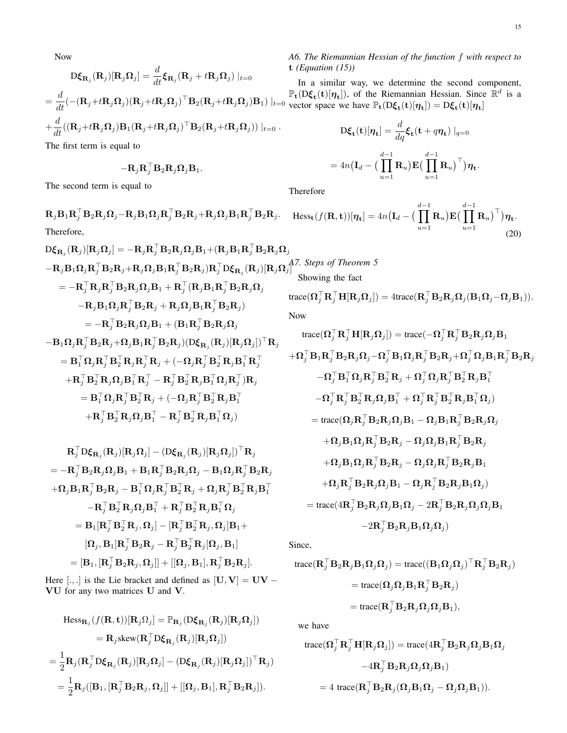Now

$$\mathrm{D}\boldsymbol{\xi}_{\mathbf{R}_j}(\mathbf{R}_j)[\mathbf{R}_j\boldsymbol{\Omega}_j] = \frac{d}{dt}\boldsymbol{\xi}_{\mathbf{R}_j}(\mathbf{R}_j + t\mathbf{R}_j\boldsymbol{\Omega}_j) \mid_{t=0}$$

$$= \frac{d}{dt}(-(\mathbf{R}_j+t\mathbf{R}_j\boldsymbol{\Omega}_j)(\mathbf{R}_j+t\mathbf{R}_j\boldsymbol{\Omega}_j)^\top\mathbf{B}_2(\mathbf{R}_j+t\mathbf{R}_j\boldsymbol{\Omega}_j)\mathbf{B}_1) \mid_{t=0}$$

$$+\frac{d}{dt}((\mathbf{R}_j+t\mathbf{R}_j\boldsymbol{\Omega}_j)\mathbf{B}_1(\mathbf{R}_j+t\mathbf{R}_j\boldsymbol{\Omega}_j)^\top\mathbf{B}_2(\mathbf{R}_j+t\mathbf{R}_j\boldsymbol{\Omega}_j)) \mid_{t=0}.$$

The first term is equal to

$$-\mathbf{R}_j\mathbf{R}_j^\top\mathbf{B}_2\mathbf{R}_j\boldsymbol{\Omega}_j\mathbf{B}_1.$$

The second term is equal to

$$\mathbf{R}_j\mathbf{B}_1\mathbf{R}_j^\top\mathbf{B}_2\mathbf{R}_j\boldsymbol{\Omega}_j-\mathbf{R}_j\mathbf{B}_1\boldsymbol{\Omega}_j\mathbf{R}_j^\top\mathbf{B}_2\mathbf{R}_j+\mathbf{R}_j\boldsymbol{\Omega}_j\mathbf{B}_1\mathbf{R}_j^\top\mathbf{B}_2\mathbf{R}_j.$$

Therefore,

$$\begin{aligned}
&\mathrm{D}\boldsymbol{\xi}_{\mathbf{R}_j}(\mathbf{R}_j)[\mathbf{R}_j\boldsymbol{\Omega}_j] = -\mathbf{R}_j\mathbf{R}_j^\top\mathbf{B}_2\mathbf{R}_j\boldsymbol{\Omega}_j\mathbf{B}_1+(\mathbf{R}_j\mathbf{B}_1\mathbf{R}_j^\top\mathbf{B}_2\mathbf{R}_j\boldsymbol{\Omega}_j\\
&-\mathbf{R}_j\mathbf{B}_1\boldsymbol{\Omega}_j\mathbf{R}_j^\top\mathbf{B}_2\mathbf{R}_j+\mathbf{R}_j\boldsymbol{\Omega}_j\mathbf{B}_1\mathbf{R}_j^\top\mathbf{B}_2\mathbf{R}_j)\mathbf{R}_j^\top\mathrm{D}\boldsymbol{\xi}_{\mathbf{R}_j}(\mathbf{R}_j)[\mathbf{R}_j\boldsymbol{\Omega}_j]\\
&= -\mathbf{R}_j^\top\mathbf{R}_j\mathbf{R}_j^\top\mathbf{B}_2\mathbf{R}_j\boldsymbol{\Omega}_j\mathbf{B}_1 + \mathbf{R}_j^\top(\mathbf{R}_j\mathbf{B}_1\mathbf{R}_j^\top\mathbf{B}_2\mathbf{R}_j\boldsymbol{\Omega}_j\\
&-\mathbf{R}_j\mathbf{B}_1\boldsymbol{\Omega}_j\mathbf{R}_j^\top\mathbf{B}_2\mathbf{R}_j + \mathbf{R}_j\boldsymbol{\Omega}_j\mathbf{B}_1\mathbf{R}_j^\top\mathbf{B}_2\mathbf{R}_j)\\
&= -\mathbf{R}_j^\top\mathbf{B}_2\mathbf{R}_j\boldsymbol{\Omega}_j\mathbf{B}_1 + (\mathbf{B}_1\mathbf{R}_j^\top\mathbf{B}_2\mathbf{R}_j\boldsymbol{\Omega}_j\\
&-\mathbf{B}_1\boldsymbol{\Omega}_j\mathbf{R}_j^\top\mathbf{B}_2\mathbf{R}_j+\boldsymbol{\Omega}_j\mathbf{B}_1\mathbf{R}_j^\top\mathbf{B}_2\mathbf{R}_j)(\mathrm{D}\boldsymbol{\xi}_{\mathbf{R}_j}(\mathbf{R}_j)[\mathbf{R}_j\boldsymbol{\Omega}_j])^\top\mathbf{R}_j\\
&= \mathbf{B}_1^\top\boldsymbol{\Omega}_j\mathbf{R}_j^\top\mathbf{B}_2^\top\mathbf{R}_j\mathbf{R}_j^\top\mathbf{R}_j + (-\boldsymbol{\Omega}_j\mathbf{R}_j^\top\mathbf{B}_2^\top\mathbf{R}_j\mathbf{B}_1^\top\mathbf{R}_j^\top\\
&+\mathbf{R}_j^\top\mathbf{B}_2^\top\mathbf{R}_j\boldsymbol{\Omega}_j\mathbf{B}_1^\top\mathbf{R}_j^\top - \mathbf{R}_j^\top\mathbf{B}_2^\top\mathbf{R}_j\mathbf{B}_1^\top\boldsymbol{\Omega}_j\mathbf{R}_j^\top)\mathbf{R}_j\\
&= \mathbf{B}_1^\top\boldsymbol{\Omega}_j\mathbf{R}_j^\top\mathbf{B}_2^\top\mathbf{R}_j + (-\boldsymbol{\Omega}_j\mathbf{R}_j^\top\mathbf{B}_2^\top\mathbf{R}_j\mathbf{B}_1^\top\\
&+\mathbf{R}_j^\top\mathbf{B}_2^\top\mathbf{R}_j\boldsymbol{\Omega}_j\mathbf{B}_1^\top - \mathbf{R}_j^\top\mathbf{B}_2^\top\mathbf{R}_j\mathbf{B}_1^\top\boldsymbol{\Omega}_j)
\end{aligned}$$

$$\begin{aligned}
&\mathbf{R}_j^\top\mathrm{D}\boldsymbol{\xi}_{\mathbf{R}_j}(\mathbf{R}_j)[\mathbf{R}_j\boldsymbol{\Omega}_j] - (\mathrm{D}\boldsymbol{\xi}_{\mathbf{R}_j}(\mathbf{R}_j)[\mathbf{R}_j\boldsymbol{\Omega}_j])^\top\mathbf{R}_j\\
&= -\mathbf{R}_j^\top\mathbf{B}_2\mathbf{R}_j\boldsymbol{\Omega}_j\mathbf{B}_1 + \mathbf{B}_1\mathbf{R}_j^\top\mathbf{B}_2\mathbf{R}_j\boldsymbol{\Omega}_j - \mathbf{B}_1\boldsymbol{\Omega}_j\mathbf{R}_j^\top\mathbf{B}_2\mathbf{R}_j\\
&+\boldsymbol{\Omega}_j\mathbf{B}_1\mathbf{R}_j^\top\mathbf{B}_2\mathbf{R}_j - \mathbf{B}_1^\top\boldsymbol{\Omega}_j\mathbf{R}_j^\top\mathbf{B}_2^\top\mathbf{R}_j + \boldsymbol{\Omega}_j\mathbf{R}_j^\top\mathbf{B}_2^\top\mathbf{R}_j\mathbf{B}_1^\top\\
&-\mathbf{R}_j^\top\mathbf{B}_2^\top\mathbf{R}_j\boldsymbol{\Omega}_j\mathbf{B}_1^\top + \mathbf{R}_j^\top\mathbf{B}_2^\top\mathbf{R}_j\mathbf{B}_1^\top\boldsymbol{\Omega}_j\\
&= \mathbf{B}_1[\mathbf{R}_j^\top\mathbf{B}_2^\top\mathbf{R}_j, \boldsymbol{\Omega}_j] - [\mathbf{R}_j^\top\mathbf{B}_2^\top\mathbf{R}_j, \boldsymbol{\Omega}_j]\mathbf{B}_1+\\
&[\boldsymbol{\Omega}_j, \mathbf{B}_1]\mathbf{R}_j^\top\mathbf{B}_2\mathbf{R}_j - \mathbf{R}_j^\top\mathbf{B}_2^\top\mathbf{R}_j[\boldsymbol{\Omega}_j, \mathbf{B}_1]\\
&= [\mathbf{B}_1, [\mathbf{R}_j^\top\mathbf{B}_2\mathbf{R}_j, \boldsymbol{\Omega}_j]] + [[\boldsymbol{\Omega}_j, \mathbf{B}_1], \mathbf{R}_j^\top\mathbf{B}_2\mathbf{R}_j].
\end{aligned}$$

Here $[.,.]$ is the Lie bracket and defined as $[\mathbf{U}, \mathbf{V}] = \mathbf{U}\mathbf{V} - \mathbf{V}\mathbf{U}$ for any two matrices $\mathbf{U}$ and $\mathbf{V}$.

$$\begin{aligned}
&\mathrm{Hess}_{\mathbf{R}_j}(f(\mathbf{R},\mathbf{t}))[\mathbf{R}_j\boldsymbol{\Omega}_j] = \mathbb{P}_{\mathbf{R}_j}(\mathrm{D}\boldsymbol{\xi}_{\mathbf{R}_j}(\mathbf{R}_j)[\mathbf{R}_j\boldsymbol{\Omega}_j])\\
&= \mathbf{R}_j\mathrm{skew}(\mathbf{R}_j^\top\mathrm{D}\boldsymbol{\xi}_{\mathbf{R}_j}(\mathbf{R}_j)[\mathbf{R}_j\boldsymbol{\Omega}_j])\\
&= \frac{1}{2}\mathbf{R}_j(\mathbf{R}_j^\top\mathrm{D}\boldsymbol{\xi}_{\mathbf{R}_j}(\mathbf{R}_j)[\mathbf{R}_j\boldsymbol{\Omega}_j] - (\mathrm{D}\boldsymbol{\xi}_{\mathbf{R}_j}(\mathbf{R}_j)[\mathbf{R}_j\boldsymbol{\Omega}_j])^\top\mathbf{R}_j)\\
&= \frac{1}{2}\mathbf{R}_j([\mathbf{B}_1, [\mathbf{R}_j^\top\mathbf{B}_2\mathbf{R}_j, \boldsymbol{\Omega}_j]] + [[\boldsymbol{\Omega}_j, \mathbf{B}_1], \mathbf{R}_j^\top\mathbf{B}_2\mathbf{R}_j]).
\end{aligned}$$

### *A6. The Riemannian Hessian of the function $f$ with respect to $\mathbf{t}$ (Equation (15))*

In a similar way, we determine the second component, $\mathbb{P}_{\mathbf{t}}(\mathrm{D}\boldsymbol{\xi}_{\mathbf{t}}(\mathbf{t})[\boldsymbol{\eta}_{\mathbf{t}}])$, of the Riemannian Hessian. Since $\mathbb{R}^d$ is a vector space we have $\mathbb{P}_{\mathbf{t}}(\mathrm{D}\boldsymbol{\xi}_{\mathbf{t}}(\mathbf{t})[\boldsymbol{\eta}_{\mathbf{t}}]) = \mathrm{D}\boldsymbol{\xi}_{\mathbf{t}}(\mathbf{t})[\boldsymbol{\eta}_{\mathbf{t}}]$

$$\begin{aligned}
\mathrm{D}\boldsymbol{\xi}_{\mathbf{t}}(\mathbf{t})[\boldsymbol{\eta}_{\mathbf{t}}] &= \frac{d}{dq}\boldsymbol{\xi}_{\mathbf{t}}(\mathbf{t} + q\boldsymbol{\eta}_{\mathbf{t}}) \mid_{q=0}\\
&= 4n\big(\mathbf{I}_d - \big(\prod_{u=1}^{d-1}\mathbf{R}_u\big)\mathbf{E}\big(\prod_{u=1}^{d-1}\mathbf{R}_u\big)^\top\big)\boldsymbol{\eta}_{\mathbf{t}}.
\end{aligned}$$

Therefore

$$\mathrm{Hess}_{\mathbf{t}}(f(\mathbf{R},\mathbf{t}))[\boldsymbol{\eta}_{\mathbf{t}}] = 4n\big(\mathbf{I}_d - \big(\prod_{u=1}^{d-1}\mathbf{R}_u\big)\mathbf{E}\big(\prod_{u=1}^{d-1}\mathbf{R}_u\big)^\top\big)\boldsymbol{\eta}_{\mathbf{t}}. \tag{20}$$

### *A7. Steps of Theorem 5*

Showing the fact

$$\mathrm{trace}(\boldsymbol{\Omega}_j^\top\mathbf{R}_j^\top\mathbf{H}[\mathbf{R}_j\boldsymbol{\Omega}_j]) = 4\mathrm{trace}(\mathbf{R}_j^\top\mathbf{B}_2\mathbf{R}_j\boldsymbol{\Omega}_j(\mathbf{B}_1\boldsymbol{\Omega}_j - \boldsymbol{\Omega}_j\mathbf{B}_1)).$$

Now

$$\begin{aligned}
&\mathrm{trace}(\boldsymbol{\Omega}_j^\top\mathbf{R}_j^\top\mathbf{H}[\mathbf{R}_j\boldsymbol{\Omega}_j]) = \mathrm{trace}(-\boldsymbol{\Omega}_j^\top\mathbf{R}_j^\top\mathbf{B}_2\mathbf{R}_j\boldsymbol{\Omega}_j\mathbf{B}_1\\
&+\boldsymbol{\Omega}_j^\top\mathbf{B}_1\mathbf{R}_j^\top\mathbf{B}_2\mathbf{R}_j\boldsymbol{\Omega}_j - \boldsymbol{\Omega}_j^\top\mathbf{B}_1\boldsymbol{\Omega}_j\mathbf{R}_j^\top\mathbf{B}_2\mathbf{R}_j + \boldsymbol{\Omega}_j^\top\boldsymbol{\Omega}_j\mathbf{B}_1\mathbf{R}_j^\top\mathbf{B}_2\mathbf{R}_j\\
&-\boldsymbol{\Omega}_j^\top\mathbf{B}_1^\top\boldsymbol{\Omega}_j\mathbf{R}_j^\top\mathbf{B}_2^\top\mathbf{R}_j + \boldsymbol{\Omega}_j^\top\boldsymbol{\Omega}_j\mathbf{R}_j^\top\mathbf{B}_2^\top\mathbf{R}_j\mathbf{B}_1^\top\\
&-\boldsymbol{\Omega}_j^\top\mathbf{R}_j^\top\mathbf{B}_2^\top\mathbf{R}_j\boldsymbol{\Omega}_j\mathbf{B}_1^\top + \boldsymbol{\Omega}_j^\top\mathbf{R}_j^\top\mathbf{B}_2^\top\mathbf{R}_j\mathbf{B}_1^\top\boldsymbol{\Omega}_j)\\
&= \mathrm{trace}(\boldsymbol{\Omega}_j\mathbf{R}_j^\top\mathbf{B}_2\mathbf{R}_j\boldsymbol{\Omega}_j\mathbf{B}_1 - \boldsymbol{\Omega}_j\mathbf{B}_1\mathbf{R}_j^\top\mathbf{B}_2\mathbf{R}_j\boldsymbol{\Omega}_j\\
&+\boldsymbol{\Omega}_j\mathbf{B}_1\boldsymbol{\Omega}_j\mathbf{R}_j^\top\mathbf{B}_2\mathbf{R}_j - \boldsymbol{\Omega}_j\boldsymbol{\Omega}_j\mathbf{B}_1\mathbf{R}_j^\top\mathbf{B}_2\mathbf{R}_j\\
&+\boldsymbol{\Omega}_j\mathbf{B}_1\boldsymbol{\Omega}_j\mathbf{R}_j^\top\mathbf{B}_2\mathbf{R}_j - \boldsymbol{\Omega}_j\boldsymbol{\Omega}_j\mathbf{R}_j^\top\mathbf{B}_2\mathbf{R}_j\mathbf{B}_1\\
&+\boldsymbol{\Omega}_j\mathbf{R}_j^\top\mathbf{B}_2\mathbf{R}_j\boldsymbol{\Omega}_j\mathbf{B}_1 - \boldsymbol{\Omega}_j\mathbf{R}_j^\top\mathbf{B}_2\mathbf{R}_j\mathbf{B}_1\boldsymbol{\Omega}_j)\\
&= \mathrm{trace}(4\mathbf{R}_j^\top\mathbf{B}_2\mathbf{R}_j\boldsymbol{\Omega}_j\mathbf{B}_1\boldsymbol{\Omega}_j - 2\mathbf{R}_j^\top\mathbf{B}_2\mathbf{R}_j\boldsymbol{\Omega}_j\boldsymbol{\Omega}_j\mathbf{B}_1\\
&-2\mathbf{R}_j^\top\mathbf{B}_2\mathbf{R}_j\mathbf{B}_1\boldsymbol{\Omega}_j\boldsymbol{\Omega}_j)
\end{aligned}$$

Since,

$$\begin{aligned}
\mathrm{trace}(\mathbf{R}_j^\top\mathbf{B}_2\mathbf{R}_j\mathbf{B}_1\boldsymbol{\Omega}_j\boldsymbol{\Omega}_j) &= \mathrm{trace}((\mathbf{B}_1\boldsymbol{\Omega}_j\boldsymbol{\Omega}_j)^\top\mathbf{R}_j^\top\mathbf{B}_2\mathbf{R}_j)\\
&= \mathrm{trace}(\boldsymbol{\Omega}_j\boldsymbol{\Omega}_j\mathbf{B}_1\mathbf{R}_j^\top\mathbf{B}_2\mathbf{R}_j)\\
&= \mathrm{trace}(\mathbf{R}_j^\top\mathbf{B}_2\mathbf{R}_j\boldsymbol{\Omega}_j\boldsymbol{\Omega}_j\mathbf{B}_1),
\end{aligned}$$

we have

$$\begin{aligned}
\mathrm{trace}(\boldsymbol{\Omega}_j^\top\mathbf{R}_j^\top\mathbf{H}[\mathbf{R}_j\boldsymbol{\Omega}_j]) &= \mathrm{trace}(4\mathbf{R}_j^\top\mathbf{B}_2\mathbf{R}_j\boldsymbol{\Omega}_j\mathbf{B}_1\boldsymbol{\Omega}_j\\
&-4\mathbf{R}_j^\top\mathbf{B}_2\mathbf{R}_j\boldsymbol{\Omega}_j\boldsymbol{\Omega}_j\mathbf{B}_1)\\
&= 4\ \mathrm{trace}(\mathbf{R}_j^\top\mathbf{B}_2\mathbf{R}_j(\boldsymbol{\Omega}_j\mathbf{B}_1\boldsymbol{\Omega}_j - \boldsymbol{\Omega}_j\boldsymbol{\Omega}_j\mathbf{B}_1)).
\end{aligned}$$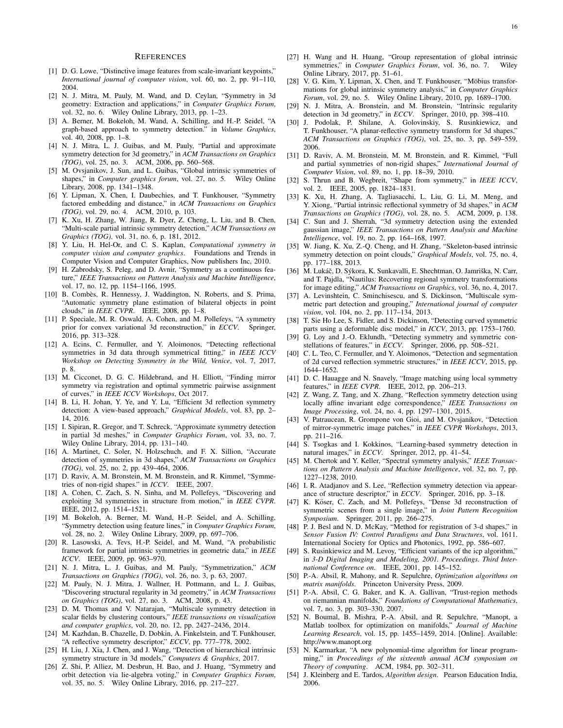## References

[1] D. G. Lowe, "Distinctive image features from scale-invariant keypoints," *International journal of computer vision*, vol. 60, no. 2, pp. 91–110, 2004.

[2] N. J. Mitra, M. Pauly, M. Wand, and D. Ceylan, "Symmetry in 3d geometry: Extraction and applications," in *Computer Graphics Forum*, vol. 32, no. 6. Wiley Online Library, 2013, pp. 1–23.

[3] A. Berner, M. Bokeloh, M. Wand, A. Schilling, and H.-P. Seidel, "A graph-based approach to symmetry detection." in *Volume Graphics*, vol. 40, 2008, pp. 1–8.

[4] N. J. Mitra, L. J. Guibas, and M. Pauly, "Partial and approximate symmetry detection for 3d geometry," in *ACM Transactions on Graphics (TOG)*, vol. 25, no. 3. ACM, 2006, pp. 560–568.

[5] M. Ovsjanikov, J. Sun, and L. Guibas, "Global intrinsic symmetries of shapes," in *Computer graphics forum*, vol. 27, no. 5. Wiley Online Library, 2008, pp. 1341–1348.

[6] Y. Lipman, X. Chen, I. Daubechies, and T. Funkhouser, "Symmetry factored embedding and distance," in *ACM Transactions on Graphics (TOG)*, vol. 29, no. 4. ACM, 2010, p. 103.

[7] K. Xu, H. Zhang, W. Jiang, R. Dyer, Z. Cheng, L. Liu, and B. Chen, "Multi-scale partial intrinsic symmetry detection," *ACM Transactions on Graphics (TOG)*, vol. 31, no. 6, p. 181, 2012.

[8] Y. Liu, H. Hel-Or, and C. S. Kaplan, *Computational symmetry in computer vision and computer graphics*. Foundations and Trends in Computer Vision and Computer Graphics, Now publishers Inc, 2010.

[9] H. Zabrodsky, S. Peleg, and D. Avnir, "Symmetry as a continuous feature," *IEEE Transactions on Pattern Analysis and Machine Intelligence*, vol. 17, no. 12, pp. 1154–1166, 1995.

[10] B. Combès, R. Hennessy, J. Waddington, N. Roberts, and S. Prima, "Automatic symmetry plane estimation of bilateral objects in point clouds," in *IEEE CVPR*. IEEE, 2008, pp. 1–8.

[11] P. Speciale, M. R. Oswald, A. Cohen, and M. Pollefeys, "A symmetry prior for convex variational 3d reconstruction," in *ECCV*. Springer, 2016, pp. 313–328.

[12] A. Ecins, C. Fermuller, and Y. Aloimonos, "Detecting reflectional symmetries in 3d data through symmetrical fitting," in *IEEE ICCV Workshop on Detecting Symmetry in the Wild, Venice*, vol. 7, 2017, p. 8.

[13] M. Cicconet, D. G. C. Hildebrand, and H. Elliott, "Finding mirror symmetry via registration and optimal symmetric pairwise assignment of curves," in *IEEE ICCV Workshops*, Oct 2017.

[14] B. Li, H. Johan, Y. Ye, and Y. Lu, "Efficient 3d reflection symmetry detection: A view-based approach," *Graphical Models*, vol. 83, pp. 2–14, 2016.

[15] I. Sipiran, R. Gregor, and T. Schreck, "Approximate symmetry detection in partial 3d meshes," in *Computer Graphics Forum*, vol. 33, no. 7. Wiley Online Library, 2014, pp. 131–140.

[16] A. Martinet, C. Soler, N. Holzschuch, and F. X. Sillion, "Accurate detection of symmetries in 3d shapes," *ACM Transactions on Graphics (TOG)*, vol. 25, no. 2, pp. 439–464, 2006.

[17] D. Raviv, A. M. Bronstein, M. M. Bronstein, and R. Kimmel, "Symmetries of non-rigid shapes." in *ICCV*. IEEE, 2007.

[18] A. Cohen, C. Zach, S. N. Sinha, and M. Pollefeys, "Discovering and exploiting 3d symmetries in structure from motion," in *IEEE CVPR*. IEEE, 2012, pp. 1514–1521.

[19] M. Bokeloh, A. Berner, M. Wand, H.-P. Seidel, and A. Schilling, "Symmetry detection using feature lines," in *Computer Graphics Forum*, vol. 28, no. 2. Wiley Online Library, 2009, pp. 697–706.

[20] R. Lasowski, A. Tevs, H.-P. Seidel, and M. Wand, "A probabilistic framework for partial intrinsic symmetries in geometric data," in *IEEE ICCV*. IEEE, 2009, pp. 963–970.

[21] N. J. Mitra, L. J. Guibas, and M. Pauly, "Symmetrization," *ACM Transactions on Graphics (TOG)*, vol. 26, no. 3, p. 63, 2007.

[22] M. Pauly, N. J. Mitra, J. Wallner, H. Pottmann, and L. J. Guibas, "Discovering structural regularity in 3d geometry," in *ACM Transactions on Graphics (TOG)*, vol. 27, no. 3. ACM, 2008, p. 43.

[23] D. M. Thomas and V. Natarajan, "Multiscale symmetry detection in scalar fields by clustering contours," *IEEE transactions on visualization and computer graphics*, vol. 20, no. 12, pp. 2427–2436, 2014.

[24] M. Kazhdan, B. Chazelle, D. Dobkin, A. Finkelstein, and T. Funkhouser, "A reflective symmetry descriptor," *ECCV*, pp. 777–778, 2002.

[25] H. Liu, J. Xia, J. Chen, and J. Wang, "Detection of hierarchical intrinsic symmetry structure in 3d models," *Computers & Graphics*, 2017.

[26] Z. Shi, P. Alliez, M. Desbrun, H. Bao, and J. Huang, "Symmetry and orbit detection via lie-algebra voting," in *Computer Graphics Forum*, vol. 35, no. 5. Wiley Online Library, 2016, pp. 217–227.

[27] H. Wang and H. Huang, "Group representation of global intrinsic symmetries," in *Computer Graphics Forum*, vol. 36, no. 7. Wiley Online Library, 2017, pp. 51–61.

[28] V. G. Kim, Y. Lipman, X. Chen, and T. Funkhouser, "Möbius transformations for global intrinsic symmetry analysis," in *Computer Graphics Forum*, vol. 29, no. 5. Wiley Online Library, 2010, pp. 1689–1700.

[29] N. J. Mitra, A. Bronstein, and M. Bronstein, "Intrinsic regularity detection in 3d geometry," in *ECCV*. Springer, 2010, pp. 398–410.

[30] J. Podolak, P. Shilane, A. Golovinskiy, S. Rusinkiewicz, and T. Funkhouser, "A planar-reflective symmetry transform for 3d shapes," *ACM Transactions on Graphics (TOG)*, vol. 25, no. 3, pp. 549–559, 2006.

[31] D. Raviv, A. M. Bronstein, M. M. Bronstein, and R. Kimmel, "Full and partial symmetries of non-rigid shapes," *International Journal of Computer Vision*, vol. 89, no. 1, pp. 18–39, 2010.

[32] S. Thrun and B. Wegbreit, "Shape from symmetry," in *IEEE ICCV*, vol. 2. IEEE, 2005, pp. 1824–1831.

[33] K. Xu, H. Zhang, A. Tagliasacchi, L. Liu, G. Li, M. Meng, and Y. Xiong, "Partial intrinsic reflectional symmetry of 3d shapes," in *ACM Transactions on Graphics (TOG)*, vol. 28, no. 5. ACM, 2009, p. 138.

[34] C. Sun and J. Sherrah, "3d symmetry detection using the extended gaussian image," *IEEE Transactions on Pattern Analysis and Machine Intelligence*, vol. 19, no. 2, pp. 164–168, 1997.

[35] W. Jiang, K. Xu, Z.-Q. Cheng, and H. Zhang, "Skeleton-based intrinsic symmetry detection on point clouds," *Graphical Models*, vol. 75, no. 4, pp. 177–188, 2013.

[36] M. Lukáč, D. Sýkora, K. Sunkavalli, E. Shechtman, O. Jamriška, N. Carr, and T. Pajdla, "Nautilus: Recovering regional symmetry transformations for image editing," *ACM Transactions on Graphics*, vol. 36, no. 4, 2017.

[37] A. Levinshtein, C. Sminchisescu, and S. Dickinson, "Multiscale symmetric part detection and grouping," *International journal of computer vision*, vol. 104, no. 2, pp. 117–134, 2013.

[38] T. Sie Ho Lee, S. Fidler, and S. Dickinson, "Detecting curved symmetric parts using a deformable disc model," in *ICCV*, 2013, pp. 1753–1760.

[39] G. Loy and J.-O. Eklundh, "Detecting symmetry and symmetric constellations of features," in *ECCV*. Springer, 2006, pp. 508–521.

[40] C. L. Teo, C. Fermuller, and Y. Aloimonos, "Detection and segmentation of 2d curved reflection symmetric structures," in *IEEE ICCV*, 2015, pp. 1644–1652.

[41] D. C. Hauagge and N. Snavely, "Image matching using local symmetry features," in *IEEE CVPR*. IEEE, 2012, pp. 206–213.

[42] Z. Wang, Z. Tang, and X. Zhang, "Reflection symmetry detection using locally affine invariant edge correspondence," *IEEE Transactions on Image Processing*, vol. 24, no. 4, pp. 1297–1301, 2015.

[43] V. Patraucean, R. Grompone von Gioi, and M. Ovsjanikov, "Detection of mirror-symmetric image patches," in *IEEE CVPR Workshops*, 2013, pp. 211–216.

[44] S. Tsogkas and I. Kokkinos, "Learning-based symmetry detection in natural images," in *ECCV*. Springer, 2012, pp. 41–54.

[45] M. Chertok and Y. Keller, "Spectral symmetry analysis," *IEEE Transactions on Pattern Analysis and Machine Intelligence*, vol. 32, no. 7, pp. 1227–1238, 2010.

[46] I. R. Atadjanov and S. Lee, "Reflection symmetry detection via appearance of structure descriptor," in *ECCV*. Springer, 2016, pp. 3–18.

[47] K. Köser, C. Zach, and M. Pollefeys, "Dense 3d reconstruction of symmetric scenes from a single image," in *Joint Pattern Recognition Symposium*. Springer, 2011, pp. 266–275.

[48] P. J. Besl and N. D. McKay, "Method for registration of 3-d shapes," in *Sensor Fusion IV: Control Paradigms and Data Structures*, vol. 1611. International Society for Optics and Photonics, 1992, pp. 586–607.

[49] S. Rusinkiewicz and M. Levoy, "Efficient variants of the icp algorithm," in *3-D Digital Imaging and Modeling, 2001. Proceedings. Third International Conference on*. IEEE, 2001, pp. 145–152.

[50] P.-A. Absil, R. Mahony, and R. Sepulchre, *Optimization algorithms on matrix manifolds*. Princeton University Press, 2009.

[51] P.-A. Absil, C. G. Baker, and K. A. Gallivan, "Trust-region methods on riemannian manifolds," *Foundations of Computational Mathematics*, vol. 7, no. 3, pp. 303–330, 2007.

[52] N. Boumal, B. Mishra, P.-A. Absil, and R. Sepulchre, "Manopt, a Matlab toolbox for optimization on manifolds," *Journal of Machine Learning Research*, vol. 15, pp. 1455–1459, 2014. [Online]. Available: http://www.manopt.org

[53] N. Karmarkar, "A new polynomial-time algorithm for linear programming," in *Proceedings of the sixteenth annual ACM symposium on Theory of computing*. ACM, 1984, pp. 302–311.

[54] J. Kleinberg and E. Tardos, *Algorithm design*. Pearson Education India, 2006.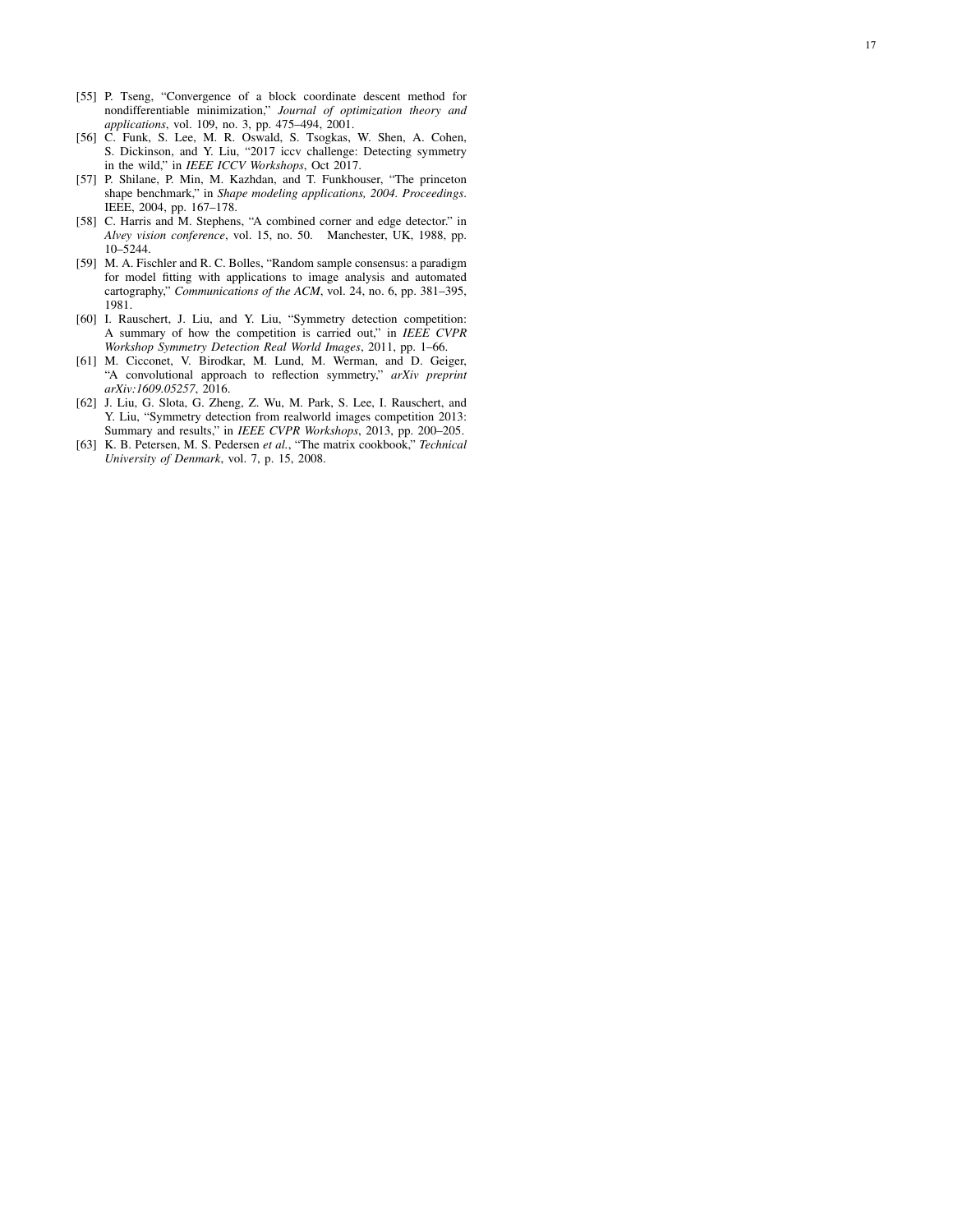- [55] P. Tseng, "Convergence of a block coordinate descent method for nondifferentiable minimization," *Journal of optimization theory and applications*, vol. 109, no. 3, pp. 475–494, 2001.
- [56] C. Funk, S. Lee, M. R. Oswald, S. Tsogkas, W. Shen, A. Cohen, S. Dickinson, and Y. Liu, "2017 iccv challenge: Detecting symmetry in the wild," in *IEEE ICCV Workshops*, Oct 2017.
- [57] P. Shilane, P. Min, M. Kazhdan, and T. Funkhouser, "The princeton shape benchmark," in *Shape modeling applications, 2004. Proceedings*. IEEE, 2004, pp. 167–178.
- [58] C. Harris and M. Stephens, "A combined corner and edge detector." in *Alvey vision conference*, vol. 15, no. 50. Manchester, UK, 1988, pp. 10–5244.
- [59] M. A. Fischler and R. C. Bolles, "Random sample consensus: a paradigm for model fitting with applications to image analysis and automated cartography," *Communications of the ACM*, vol. 24, no. 6, pp. 381–395, 1981.
- [60] I. Rauschert, J. Liu, and Y. Liu, "Symmetry detection competition: A summary of how the competition is carried out," in *IEEE CVPR Workshop Symmetry Detection Real World Images*, 2011, pp. 1–66.
- [61] M. Cicconet, V. Birodkar, M. Lund, M. Werman, and D. Geiger, "A convolutional approach to reflection symmetry," *arXiv preprint arXiv:1609.05257*, 2016.
- [62] J. Liu, G. Slota, G. Zheng, Z. Wu, M. Park, S. Lee, I. Rauschert, and Y. Liu, "Symmetry detection from realworld images competition 2013: Summary and results," in *IEEE CVPR Workshops*, 2013, pp. 200–205.
- [63] K. B. Petersen, M. S. Pedersen *et al.*, "The matrix cookbook," *Technical University of Denmark*, vol. 7, p. 15, 2008.